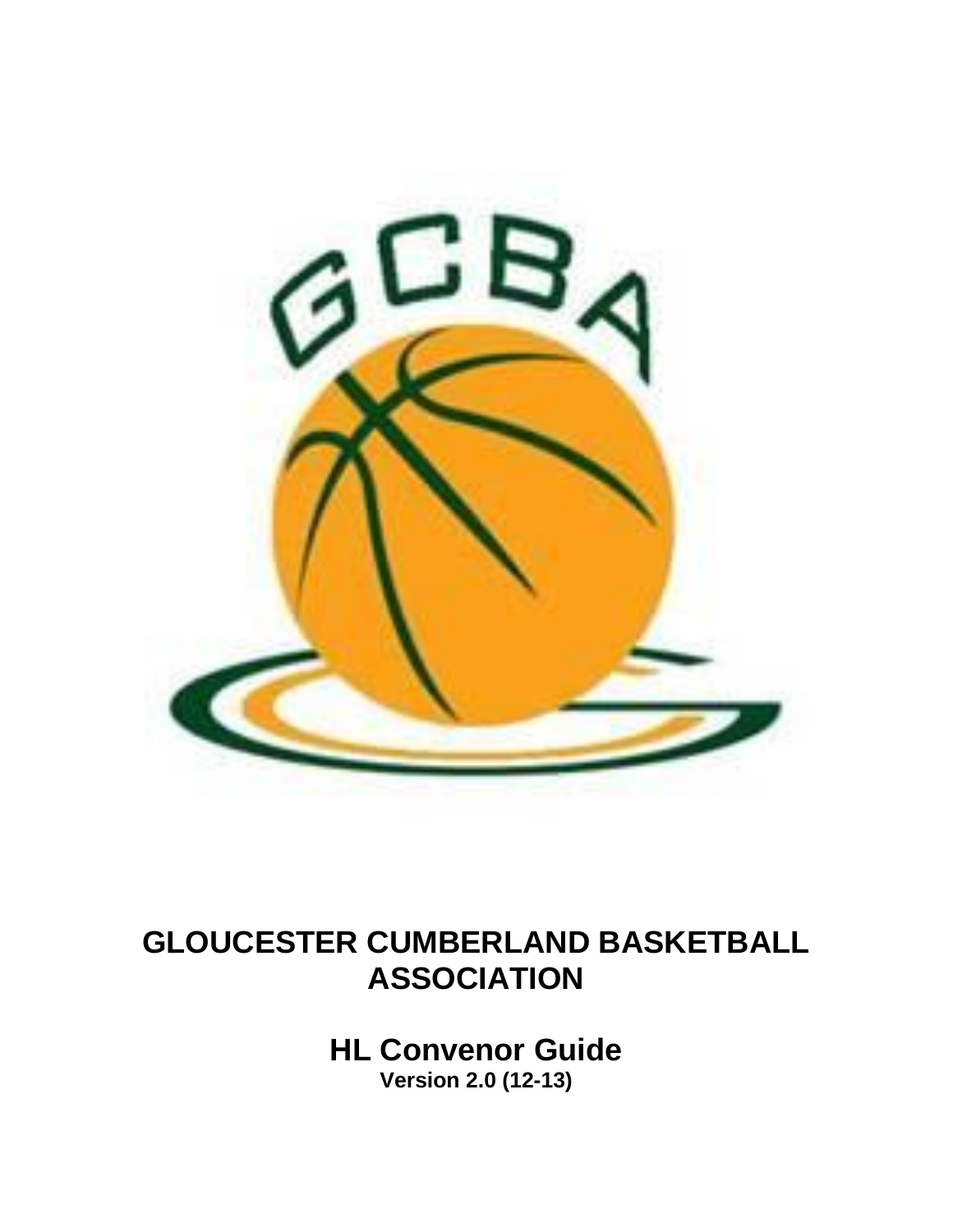# GLOUCESTER CUMBERLAND BASKETBALL ASSOCIATION

## HL Convenor Guide

**Version 2.0 (12-13)**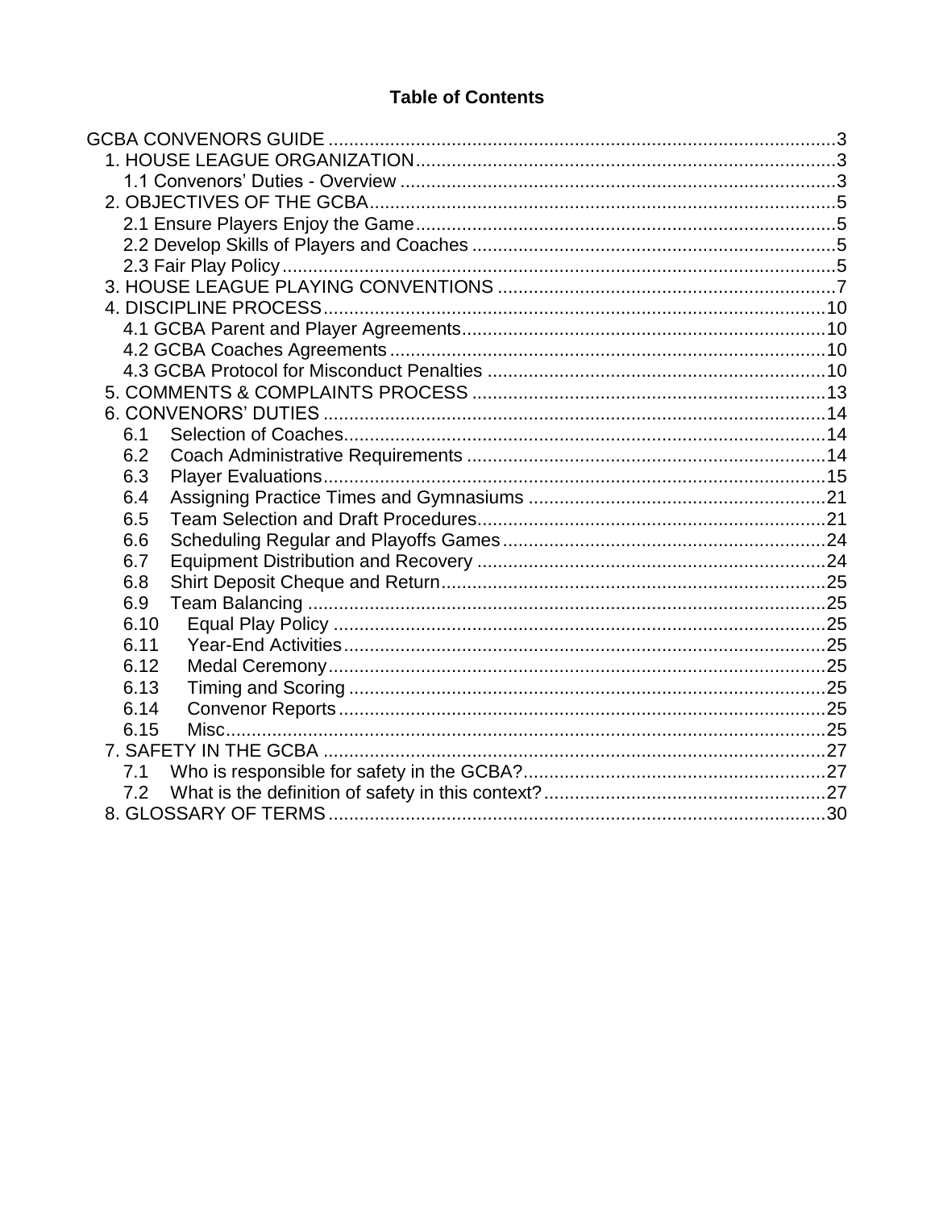**Table of Contents**

GCBA CONVENORS GUIDE .......... 3
- 1. HOUSE LEAGUE ORGANIZATION .......... 3
  - 1.1 Convenors' Duties - Overview .......... 3
- 2. OBJECTIVES OF THE GCBA .......... 5
  - 2.1 Ensure Players Enjoy the Game .......... 5
  - 2.2 Develop Skills of Players and Coaches .......... 5
  - 2.3 Fair Play Policy .......... 5
- 3. HOUSE LEAGUE PLAYING CONVENTIONS .......... 7
- 4. DISCIPLINE PROCESS .......... 10
  - 4.1 GCBA Parent and Player Agreements .......... 10
  - 4.2 GCBA Coaches Agreements .......... 10
  - 4.3 GCBA Protocol for Misconduct Penalties .......... 10
- 5. COMMENTS & COMPLAINTS PROCESS .......... 13
- 6. CONVENORS' DUTIES .......... 14
  - 6.1 Selection of Coaches .......... 14
  - 6.2 Coach Administrative Requirements .......... 14
  - 6.3 Player Evaluations .......... 15
  - 6.4 Assigning Practice Times and Gymnasiums .......... 21
  - 6.5 Team Selection and Draft Procedures .......... 21
  - 6.6 Scheduling Regular and Playoffs Games .......... 24
  - 6.7 Equipment Distribution and Recovery .......... 24
  - 6.8 Shirt Deposit Cheque and Return .......... 25
  - 6.9 Team Balancing .......... 25
  - 6.10 Equal Play Policy .......... 25
  - 6.11 Year-End Activities .......... 25
  - 6.12 Medal Ceremony .......... 25
  - 6.13 Timing and Scoring .......... 25
  - 6.14 Convenor Reports .......... 25
  - 6.15 Misc .......... 25
- 7. SAFETY IN THE GCBA .......... 27
  - 7.1 Who is responsible for safety in the GCBA? .......... 27
  - 7.2 What is the definition of safety in this context? .......... 27
- 8. GLOSSARY OF TERMS .......... 30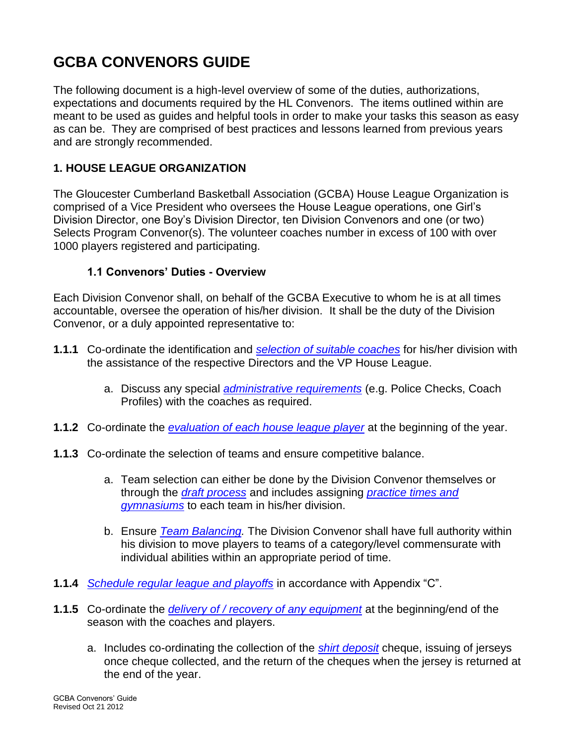# GCBA CONVENORS GUIDE

The following document is a high-level overview of some of the duties, authorizations, expectations and documents required by the HL Convenors. The items outlined within are meant to be used as guides and helpful tools in order to make your tasks this season as easy as can be. They are comprised of best practices and lessons learned from previous years and are strongly recommended.

## 1. HOUSE LEAGUE ORGANIZATION

The Gloucester Cumberland Basketball Association (GCBA) House League Organization is comprised of a Vice President who oversees the House League operations, one Girl's Division Director, one Boy's Division Director, ten Division Convenors and one (or two) Selects Program Convenor(s). The volunteer coaches number in excess of 100 with over 1000 players registered and participating.

### 1.1 Convenors' Duties - Overview

Each Division Convenor shall, on behalf of the GCBA Executive to whom he is at all times accountable, oversee the operation of his/her division. It shall be the duty of the Division Convenor, or a duly appointed representative to:

**1.1.1** Co-ordinate the identification and *selection of suitable coaches* for his/her division with the assistance of the respective Directors and the VP House League.

a. Discuss any special *administrative requirements* (e.g. Police Checks, Coach Profiles) with the coaches as required.

**1.1.2** Co-ordinate the *evaluation of each house league player* at the beginning of the year.

**1.1.3** Co-ordinate the selection of teams and ensure competitive balance.

a. Team selection can either be done by the Division Convenor themselves or through the *draft process* and includes assigning *practice times and gymnasiums* to each team in his/her division.

b. Ensure *Team Balancing.* The Division Convenor shall have full authority within his division to move players to teams of a category/level commensurate with individual abilities within an appropriate period of time.

**1.1.4** *Schedule regular league and playoffs* in accordance with Appendix "C".

**1.1.5** Co-ordinate the *delivery of / recovery of any equipment* at the beginning/end of the season with the coaches and players.

a. Includes co-ordinating the collection of the *shirt deposit* cheque, issuing of jerseys once cheque collected, and the return of the cheques when the jersey is returned at the end of the year.

GCBA Convenors' Guide
Revised Oct 21 2012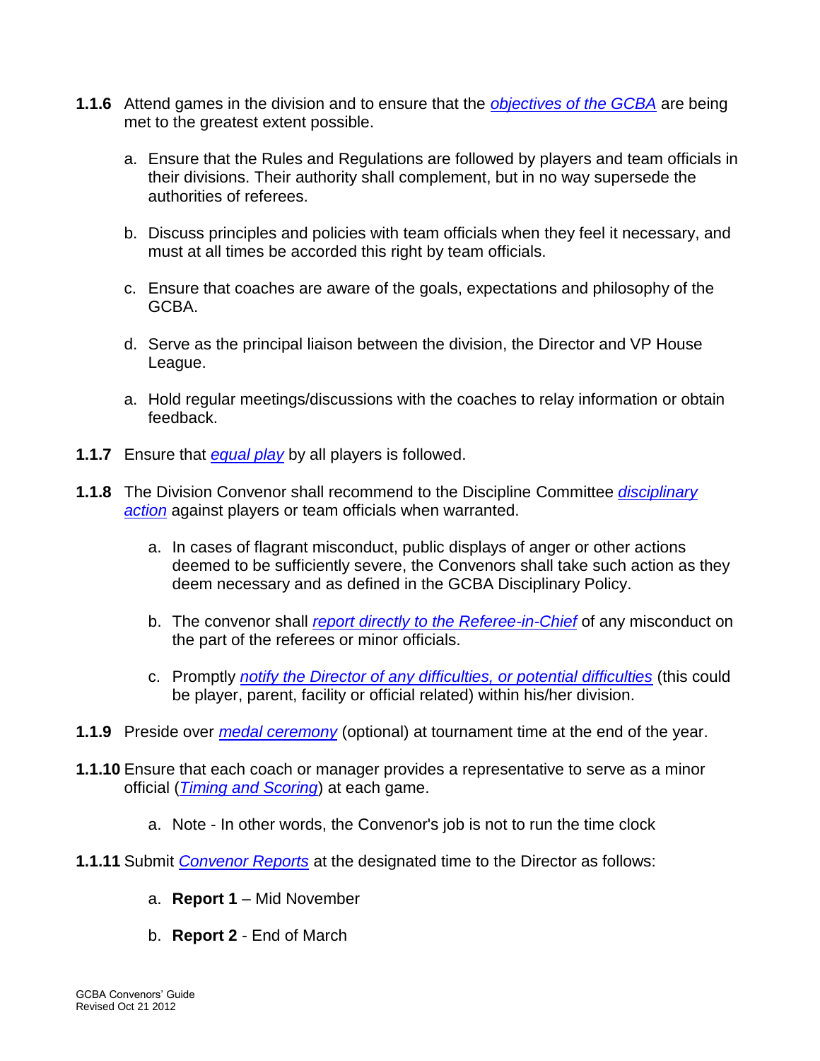**1.1.6** Attend games in the division and to ensure that the *objectives of the GCBA* are being met to the greatest extent possible.

a. Ensure that the Rules and Regulations are followed by players and team officials in their divisions. Their authority shall complement, but in no way supersede the authorities of referees.

b. Discuss principles and policies with team officials when they feel it necessary, and must at all times be accorded this right by team officials.

c. Ensure that coaches are aware of the goals, expectations and philosophy of the GCBA.

d. Serve as the principal liaison between the division, the Director and VP House League.

a. Hold regular meetings/discussions with the coaches to relay information or obtain feedback.

**1.1.7** Ensure that *equal play* by all players is followed.

**1.1.8** The Division Convenor shall recommend to the Discipline Committee *disciplinary action* against players or team officials when warranted.

a. In cases of flagrant misconduct, public displays of anger or other actions deemed to be sufficiently severe, the Convenors shall take such action as they deem necessary and as defined in the GCBA Disciplinary Policy.

b. The convenor shall *report directly to the Referee-in-Chief* of any misconduct on the part of the referees or minor officials.

c. Promptly *notify the Director of any difficulties, or potential difficulties* (this could be player, parent, facility or official related) within his/her division.

**1.1.9** Preside over *medal ceremony* (optional) at tournament time at the end of the year.

**1.1.10** Ensure that each coach or manager provides a representative to serve as a minor official (*Timing and Scoring*) at each game.

a. Note - In other words, the Convenor's job is not to run the time clock

**1.1.11** Submit *Convenor Reports* at the designated time to the Director as follows:

a. **Report 1** – Mid November

b. **Report 2** - End of March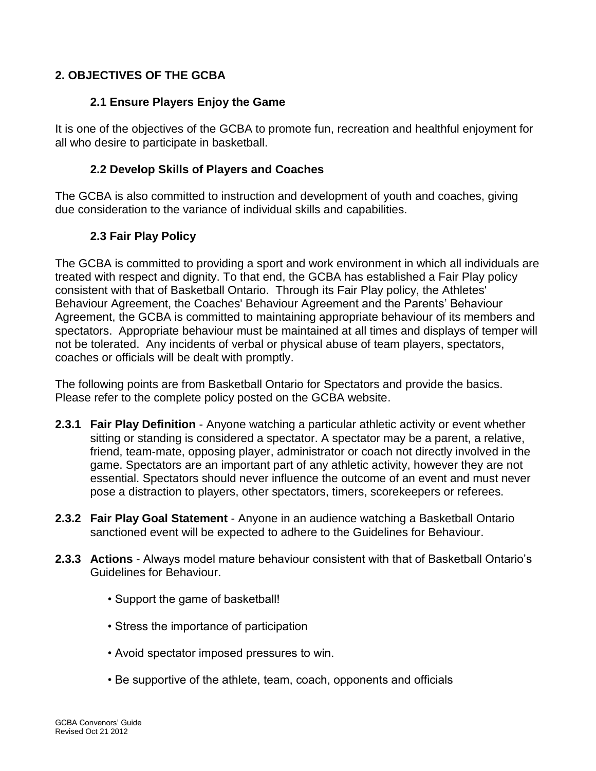## 2. OBJECTIVES OF THE GCBA

### 2.1 Ensure Players Enjoy the Game

It is one of the objectives of the GCBA to promote fun, recreation and healthful enjoyment for all who desire to participate in basketball.

### 2.2 Develop Skills of Players and Coaches

The GCBA is also committed to instruction and development of youth and coaches, giving due consideration to the variance of individual skills and capabilities.

### 2.3 Fair Play Policy

The GCBA is committed to providing a sport and work environment in which all individuals are treated with respect and dignity. To that end, the GCBA has established a Fair Play policy consistent with that of Basketball Ontario. Through its Fair Play policy, the Athletes' Behaviour Agreement, the Coaches' Behaviour Agreement and the Parents' Behaviour Agreement, the GCBA is committed to maintaining appropriate behaviour of its members and spectators. Appropriate behaviour must be maintained at all times and displays of temper will not be tolerated. Any incidents of verbal or physical abuse of team players, spectators, coaches or officials will be dealt with promptly.

The following points are from Basketball Ontario for Spectators and provide the basics. Please refer to the complete policy posted on the GCBA website.

**2.3.1 Fair Play Definition** - Anyone watching a particular athletic activity or event whether sitting or standing is considered a spectator. A spectator may be a parent, a relative, friend, team-mate, opposing player, administrator or coach not directly involved in the game. Spectators are an important part of any athletic activity, however they are not essential. Spectators should never influence the outcome of an event and must never pose a distraction to players, other spectators, timers, scorekeepers or referees.

**2.3.2 Fair Play Goal Statement** - Anyone in an audience watching a Basketball Ontario sanctioned event will be expected to adhere to the Guidelines for Behaviour.

**2.3.3 Actions** - Always model mature behaviour consistent with that of Basketball Ontario's Guidelines for Behaviour.

- Support the game of basketball!
- Stress the importance of participation
- Avoid spectator imposed pressures to win.
- Be supportive of the athlete, team, coach, opponents and officials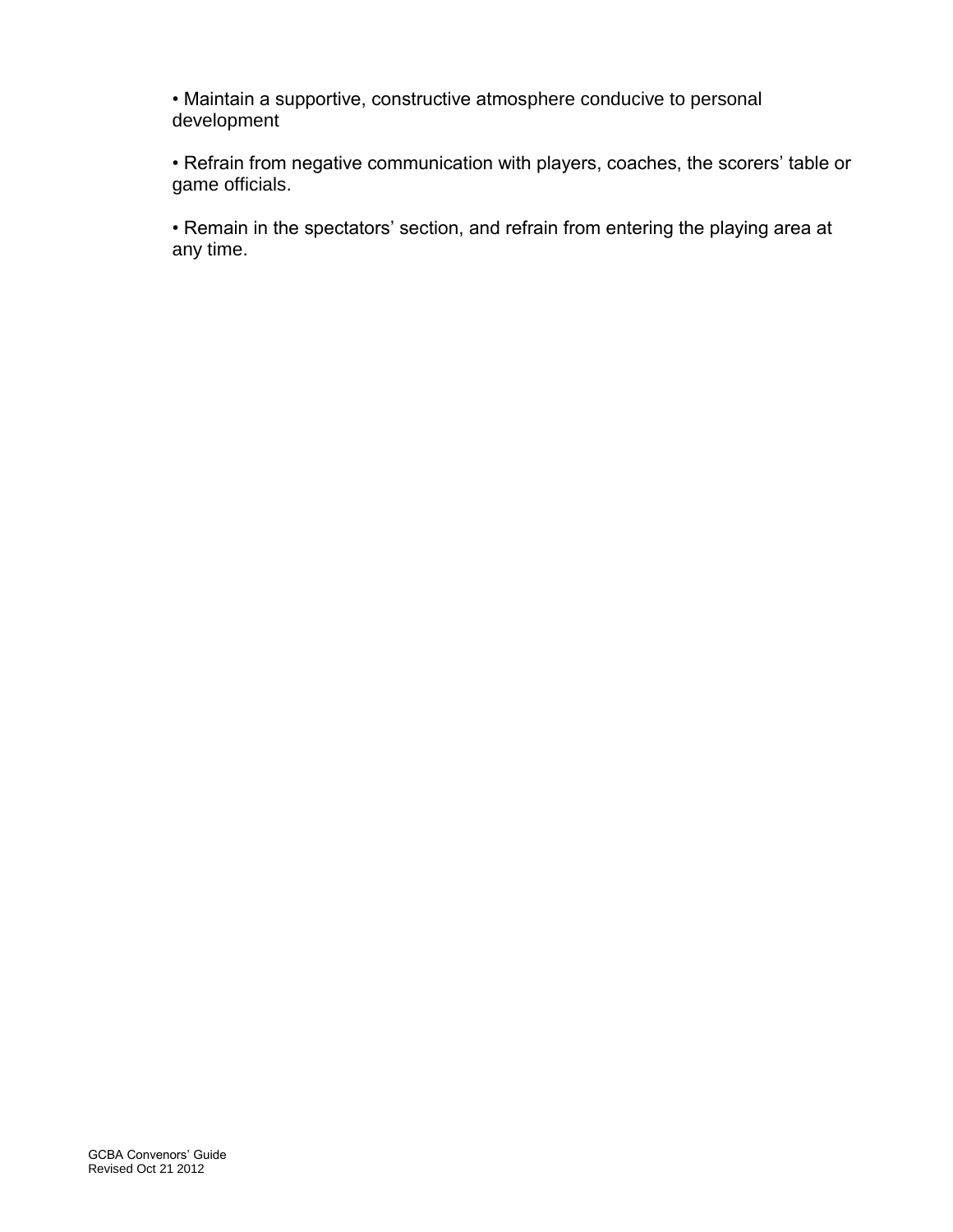- Maintain a supportive, constructive atmosphere conducive to personal development

- Refrain from negative communication with players, coaches, the scorers' table or game officials.

- Remain in the spectators' section, and refrain from entering the playing area at any time.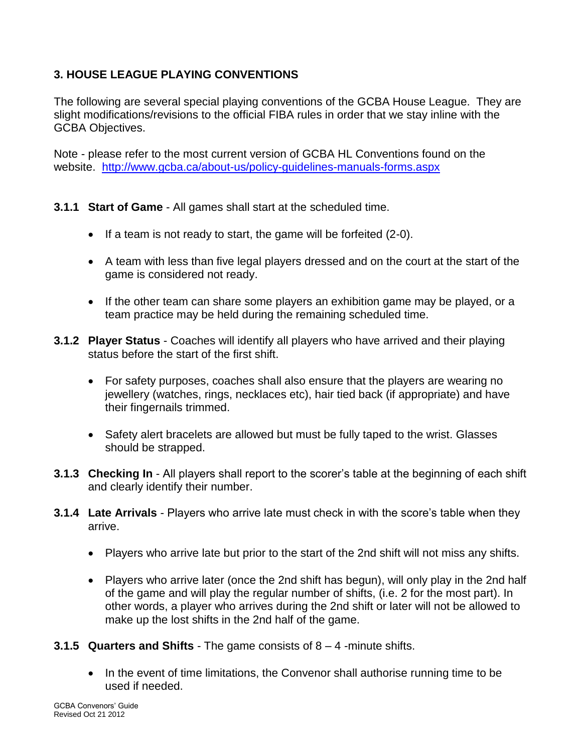## 3. HOUSE LEAGUE PLAYING CONVENTIONS

The following are several special playing conventions of the GCBA House League. They are slight modifications/revisions to the official FIBA rules in order that we stay inline with the GCBA Objectives.

Note - please refer to the most current version of GCBA HL Conventions found on the website. http://www.gcba.ca/about-us/policy-guidelines-manuals-forms.aspx

**3.1.1 Start of Game** - All games shall start at the scheduled time.

- If a team is not ready to start, the game will be forfeited (2-0).
- A team with less than five legal players dressed and on the court at the start of the game is considered not ready.
- If the other team can share some players an exhibition game may be played, or a team practice may be held during the remaining scheduled time.

**3.1.2 Player Status** - Coaches will identify all players who have arrived and their playing status before the start of the first shift.

- For safety purposes, coaches shall also ensure that the players are wearing no jewellery (watches, rings, necklaces etc), hair tied back (if appropriate) and have their fingernails trimmed.
- Safety alert bracelets are allowed but must be fully taped to the wrist. Glasses should be strapped.

**3.1.3 Checking In** - All players shall report to the scorer's table at the beginning of each shift and clearly identify their number.

**3.1.4 Late Arrivals** - Players who arrive late must check in with the score's table when they arrive.

- Players who arrive late but prior to the start of the 2nd shift will not miss any shifts.
- Players who arrive later (once the 2nd shift has begun), will only play in the 2nd half of the game and will play the regular number of shifts, (i.e. 2 for the most part). In other words, a player who arrives during the 2nd shift or later will not be allowed to make up the lost shifts in the 2nd half of the game.

**3.1.5 Quarters and Shifts** - The game consists of 8 – 4 -minute shifts.

- In the event of time limitations, the Convenor shall authorise running time to be used if needed.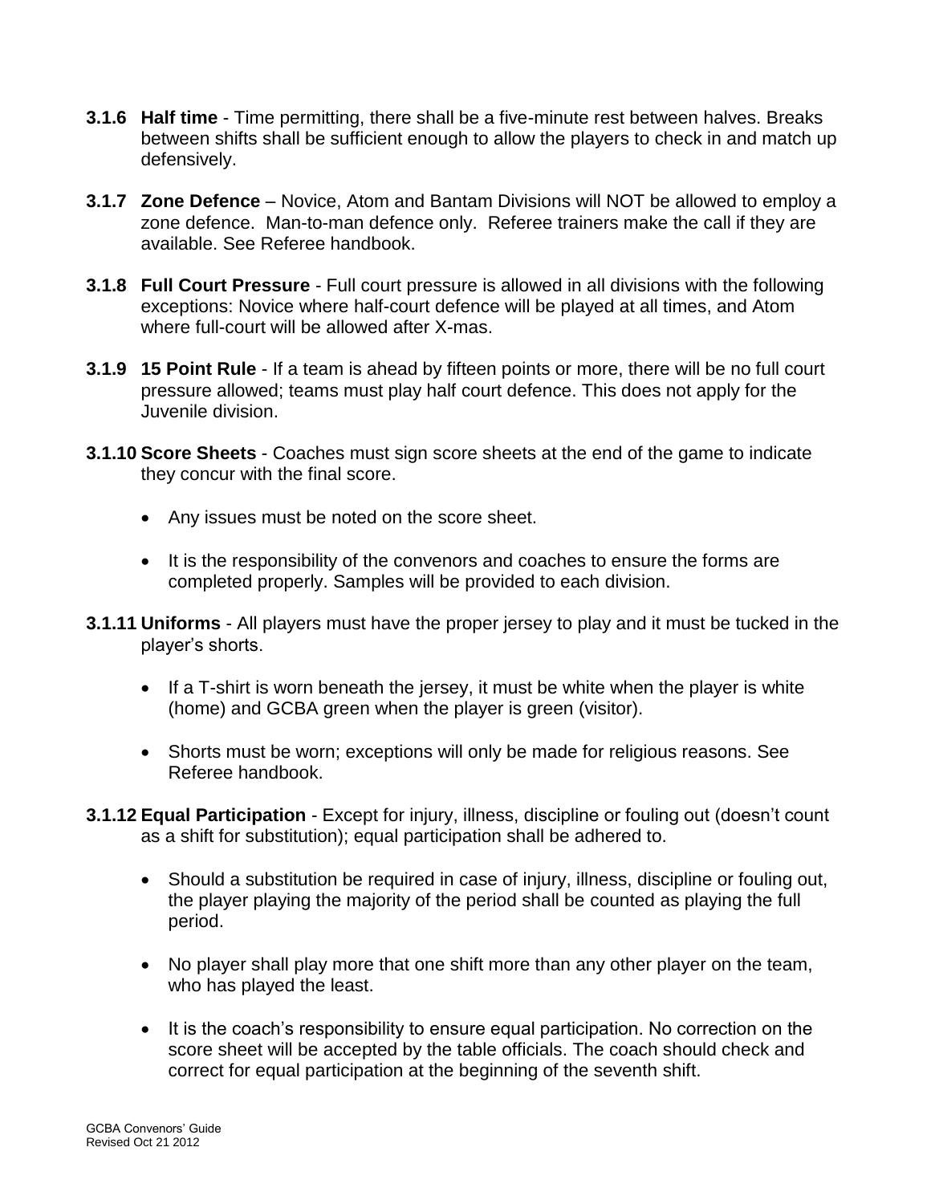**3.1.6 Half time** - Time permitting, there shall be a five-minute rest between halves. Breaks between shifts shall be sufficient enough to allow the players to check in and match up defensively.

**3.1.7 Zone Defence** – Novice, Atom and Bantam Divisions will NOT be allowed to employ a zone defence. Man-to-man defence only. Referee trainers make the call if they are available. See Referee handbook.

**3.1.8 Full Court Pressure** - Full court pressure is allowed in all divisions with the following exceptions: Novice where half-court defence will be played at all times, and Atom where full-court will be allowed after X-mas.

**3.1.9 15 Point Rule** - If a team is ahead by fifteen points or more, there will be no full court pressure allowed; teams must play half court defence. This does not apply for the Juvenile division.

**3.1.10 Score Sheets** - Coaches must sign score sheets at the end of the game to indicate they concur with the final score.

- Any issues must be noted on the score sheet.
- It is the responsibility of the convenors and coaches to ensure the forms are completed properly. Samples will be provided to each division.

**3.1.11 Uniforms** - All players must have the proper jersey to play and it must be tucked in the player's shorts.

- If a T-shirt is worn beneath the jersey, it must be white when the player is white (home) and GCBA green when the player is green (visitor).
- Shorts must be worn; exceptions will only be made for religious reasons. See Referee handbook.

**3.1.12 Equal Participation** - Except for injury, illness, discipline or fouling out (doesn't count as a shift for substitution); equal participation shall be adhered to.

- Should a substitution be required in case of injury, illness, discipline or fouling out, the player playing the majority of the period shall be counted as playing the full period.
- No player shall play more that one shift more than any other player on the team, who has played the least.
- It is the coach's responsibility to ensure equal participation. No correction on the score sheet will be accepted by the table officials. The coach should check and correct for equal participation at the beginning of the seventh shift.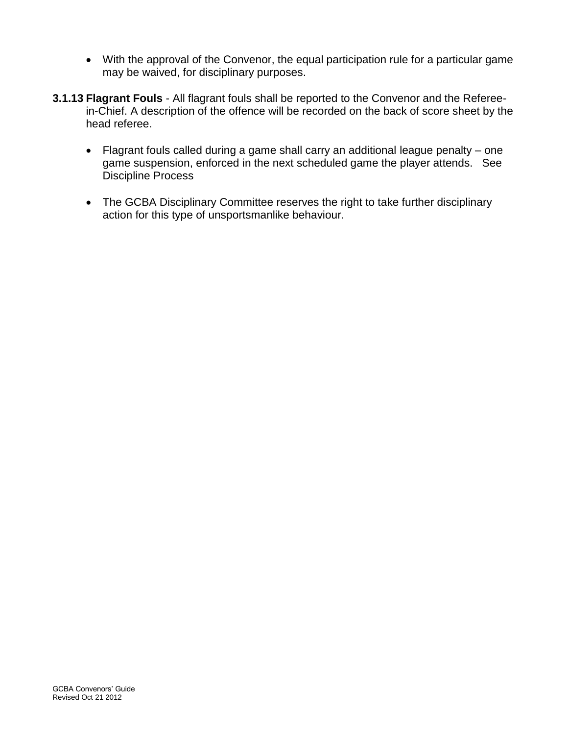- With the approval of the Convenor, the equal participation rule for a particular game may be waived, for disciplinary purposes.

**3.1.13 Flagrant Fouls** - All flagrant fouls shall be reported to the Convenor and the Referee-in-Chief. A description of the offence will be recorded on the back of score sheet by the head referee.

- Flagrant fouls called during a game shall carry an additional league penalty – one game suspension, enforced in the next scheduled game the player attends. See Discipline Process

- The GCBA Disciplinary Committee reserves the right to take further disciplinary action for this type of unsportsmanlike behaviour.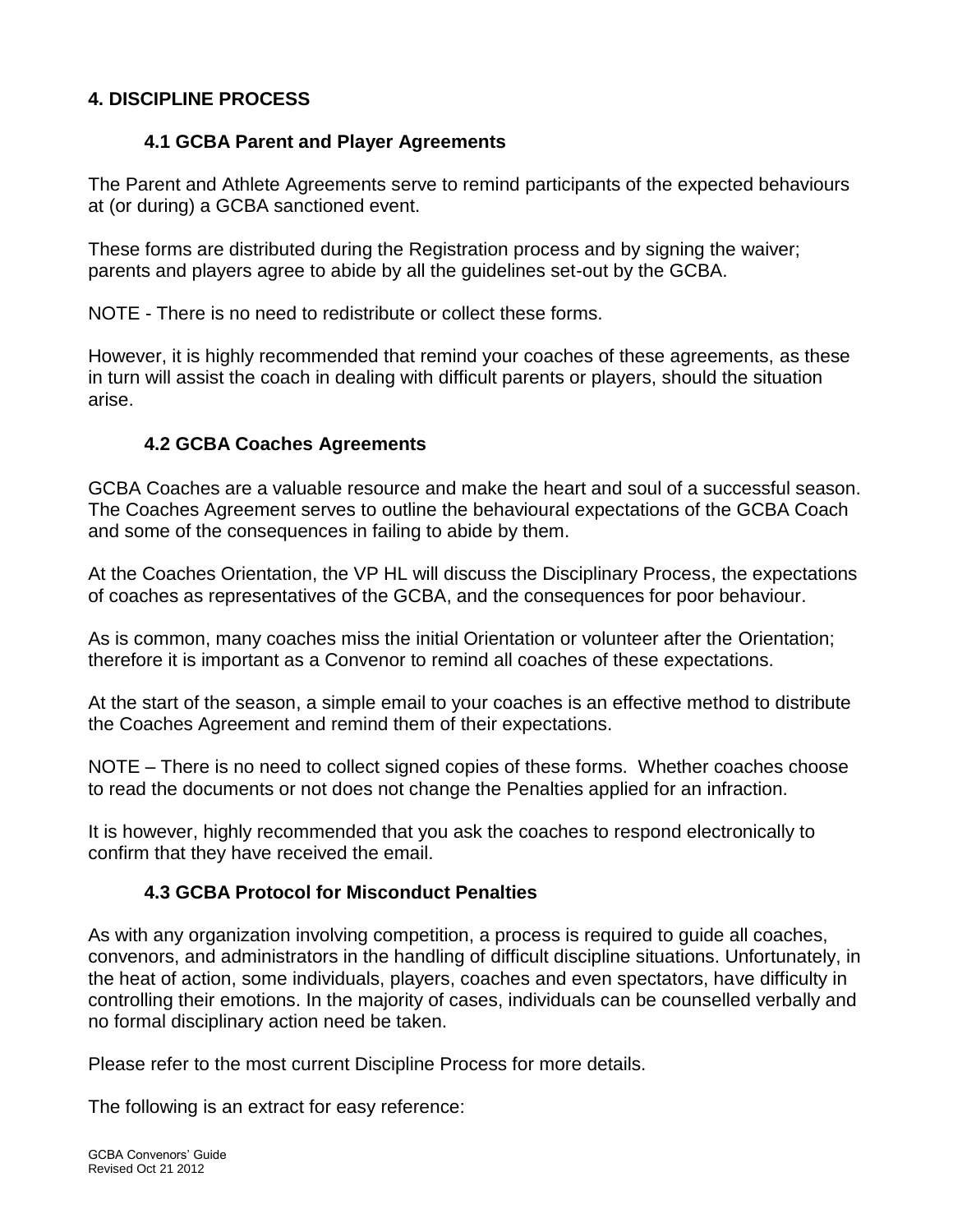# 4. DISCIPLINE PROCESS

## 4.1 GCBA Parent and Player Agreements

The Parent and Athlete Agreements serve to remind participants of the expected behaviours at (or during) a GCBA sanctioned event.

These forms are distributed during the Registration process and by signing the waiver; parents and players agree to abide by all the guidelines set-out by the GCBA.

NOTE - There is no need to redistribute or collect these forms.

However, it is highly recommended that remind your coaches of these agreements, as these in turn will assist the coach in dealing with difficult parents or players, should the situation arise.

## 4.2 GCBA Coaches Agreements

GCBA Coaches are a valuable resource and make the heart and soul of a successful season. The Coaches Agreement serves to outline the behavioural expectations of the GCBA Coach and some of the consequences in failing to abide by them.

At the Coaches Orientation, the VP HL will discuss the Disciplinary Process, the expectations of coaches as representatives of the GCBA, and the consequences for poor behaviour.

As is common, many coaches miss the initial Orientation or volunteer after the Orientation; therefore it is important as a Convenor to remind all coaches of these expectations.

At the start of the season, a simple email to your coaches is an effective method to distribute the Coaches Agreement and remind them of their expectations.

NOTE – There is no need to collect signed copies of these forms. Whether coaches choose to read the documents or not does not change the Penalties applied for an infraction.

It is however, highly recommended that you ask the coaches to respond electronically to confirm that they have received the email.

## 4.3 GCBA Protocol for Misconduct Penalties

As with any organization involving competition, a process is required to guide all coaches, convenors, and administrators in the handling of difficult discipline situations. Unfortunately, in the heat of action, some individuals, players, coaches and even spectators, have difficulty in controlling their emotions. In the majority of cases, individuals can be counselled verbally and no formal disciplinary action need be taken.

Please refer to the most current Discipline Process for more details.

The following is an extract for easy reference: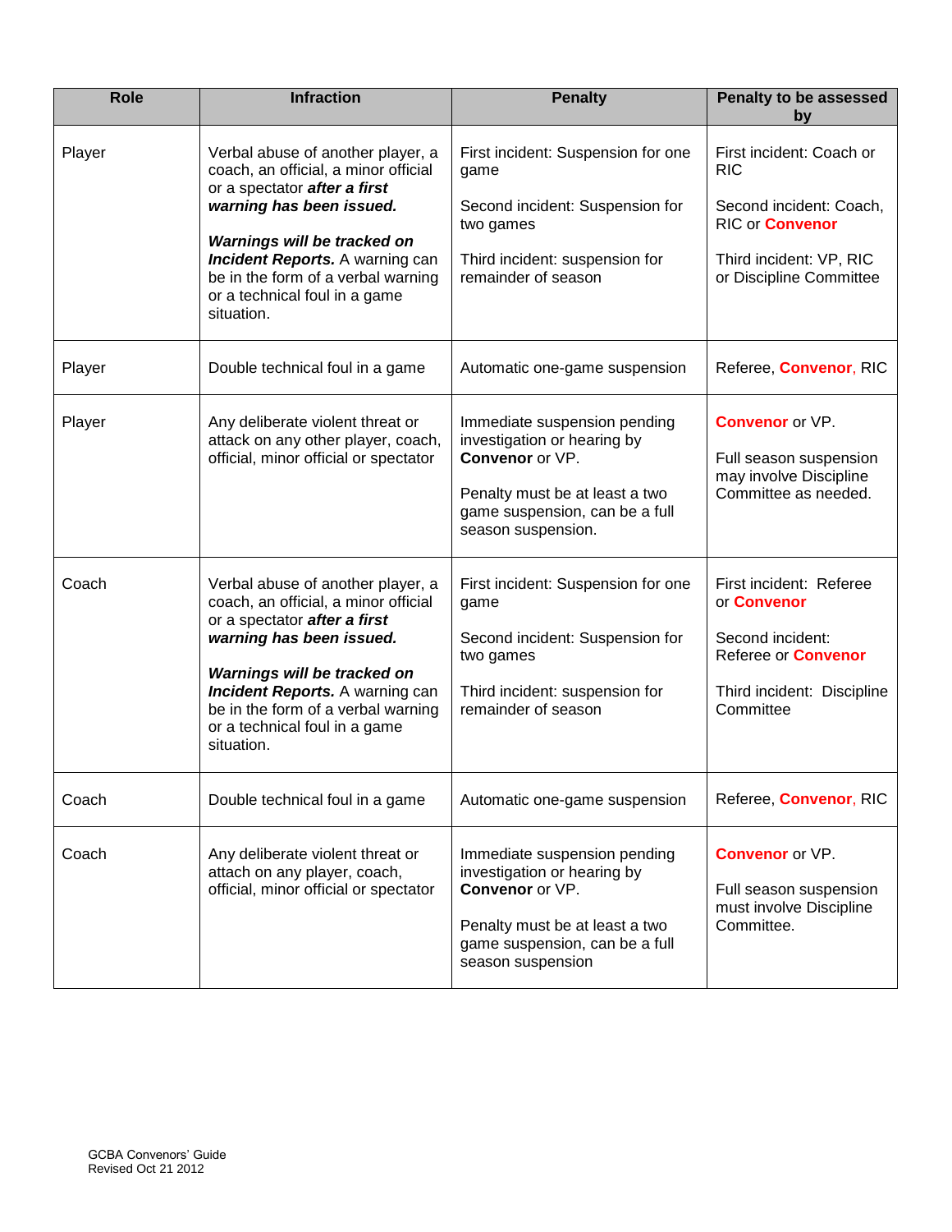| Role | Infraction | Penalty | Penalty to be assessed by |
|---|---|---|---|
| Player | Verbal abuse of another player, a coach, an official, a minor official or a spectator ***after a first warning has been issued.***<br><br>***Warnings will be tracked on Incident Reports.*** A warning can be in the form of a verbal warning or a technical foul in a game situation. | First incident: Suspension for one game<br><br>Second incident: Suspension for two games<br><br>Third incident: suspension for remainder of season | First incident: Coach or RIC<br><br>Second incident: Coach, RIC or **Convenor**<br><br>Third incident: VP, RIC or Discipline Committee |
| Player | Double technical foul in a game | Automatic one-game suspension | Referee, **Convenor**, RIC |
| Player | Any deliberate violent threat or attack on any other player, coach, official, minor official or spectator | Immediate suspension pending investigation or hearing by **Convenor** or VP.<br><br>Penalty must be at least a two game suspension, can be a full season suspension. | **Convenor** or VP.<br><br>Full season suspension may involve Discipline Committee as needed. |
| Coach | Verbal abuse of another player, a coach, an official, a minor official or a spectator ***after a first warning has been issued.***<br><br>***Warnings will be tracked on Incident Reports.*** A warning can be in the form of a verbal warning or a technical foul in a game situation. | First incident: Suspension for one game<br><br>Second incident: Suspension for two games<br><br>Third incident: suspension for remainder of season | First incident: Referee or **Convenor**<br><br>Second incident: Referee or **Convenor**<br><br>Third incident: Discipline Committee |
| Coach | Double technical foul in a game | Automatic one-game suspension | Referee, **Convenor**, RIC |
| Coach | Any deliberate violent threat or attach on any player, coach, official, minor official or spectator | Immediate suspension pending investigation or hearing by **Convenor** or VP.<br><br>Penalty must be at least a two game suspension, can be a full season suspension | **Convenor** or VP.<br><br>Full season suspension must involve Discipline Committee. |

GCBA Convenors' Guide
Revised Oct 21 2012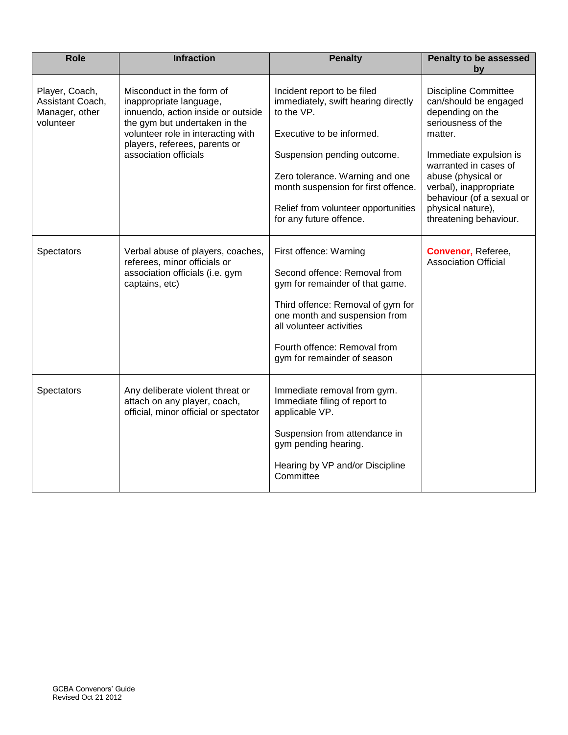| Role | Infraction | Penalty | Penalty to be assessed by |
|---|---|---|---|
| Player, Coach, Assistant Coach, Manager, other volunteer | Misconduct in the form of inappropriate language, innuendo, action inside or outside the gym but undertaken in the volunteer role in interacting with players, referees, parents or association officials | Incident report to be filed immediately, swift hearing directly to the VP.<br><br>Executive to be informed.<br><br>Suspension pending outcome.<br><br>Zero tolerance. Warning and one month suspension for first offence.<br><br>Relief from volunteer opportunities for any future offence. | Discipline Committee can/should be engaged depending on the seriousness of the matter.<br><br>Immediate expulsion is warranted in cases of abuse (physical or verbal), inappropriate behaviour (of a sexual or physical nature), threatening behaviour. |
| Spectators | Verbal abuse of players, coaches, referees, minor officials or association officials (i.e. gym captains, etc) | First offence: Warning<br><br>Second offence: Removal from gym for remainder of that game.<br><br>Third offence: Removal of gym for one month and suspension from all volunteer activities<br><br>Fourth offence: Removal from gym for remainder of season | **Convenor,** Referee, Association Official |
| Spectators | Any deliberate violent threat or attach on any player, coach, official, minor official or spectator | Immediate removal from gym. Immediate filing of report to applicable VP.<br><br>Suspension from attendance in gym pending hearing.<br><br>Hearing by VP and/or Discipline Committee | |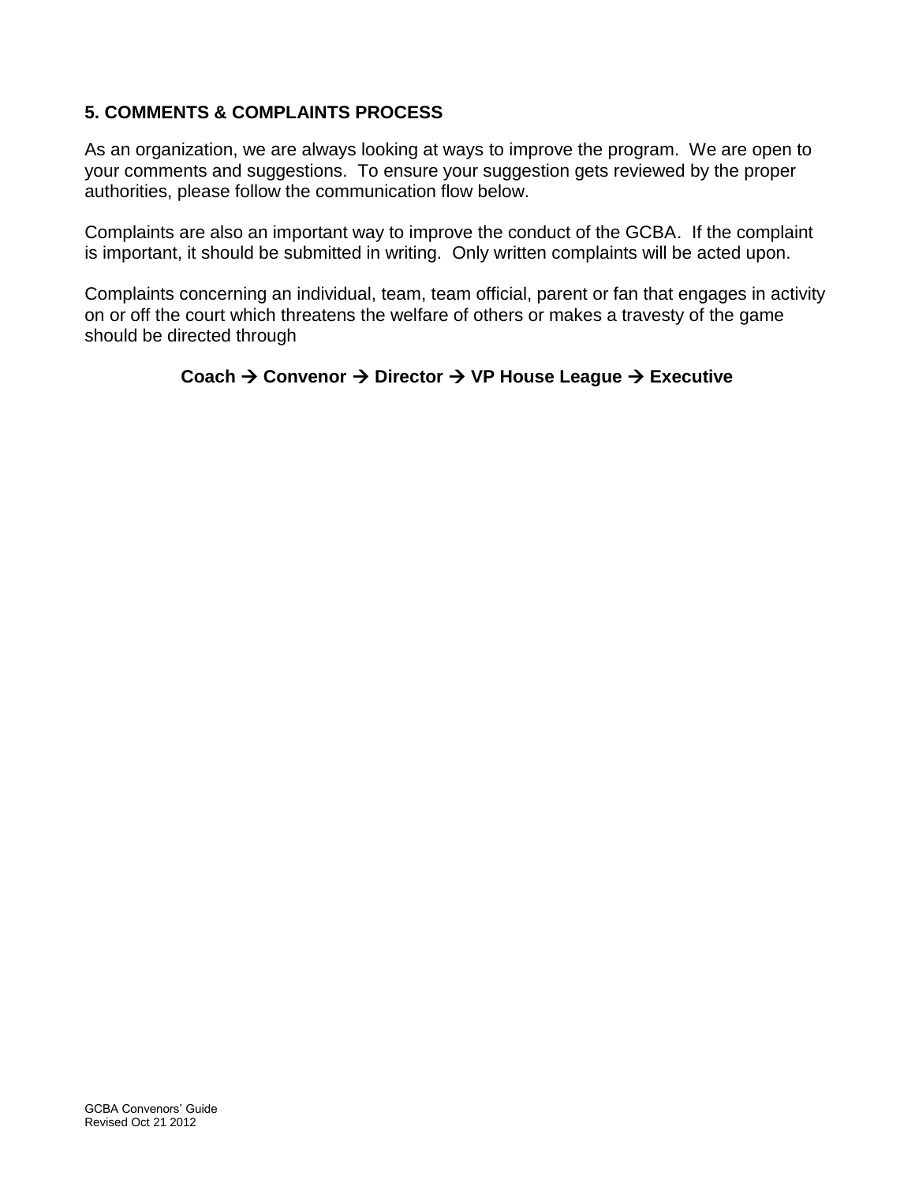## 5. COMMENTS & COMPLAINTS PROCESS

As an organization, we are always looking at ways to improve the program. We are open to your comments and suggestions. To ensure your suggestion gets reviewed by the proper authorities, please follow the communication flow below.

Complaints are also an important way to improve the conduct of the GCBA. If the complaint is important, it should be submitted in writing. Only written complaints will be acted upon.

Complaints concerning an individual, team, team official, parent or fan that engages in activity on or off the court which threatens the welfare of others or makes a travesty of the game should be directed through

**Coach → Convenor → Director → VP House League → Executive**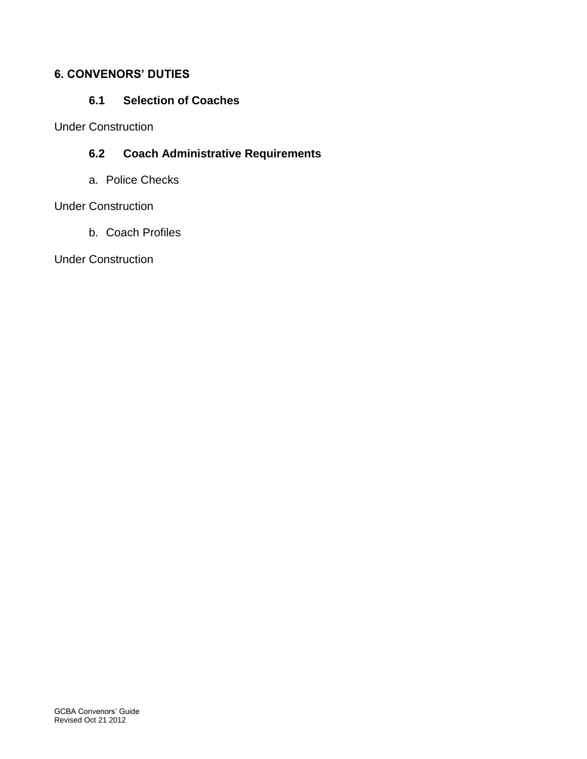# 6. CONVENORS' DUTIES

## 6.1 Selection of Coaches

Under Construction

## 6.2 Coach Administrative Requirements

a. Police Checks

Under Construction

b. Coach Profiles

Under Construction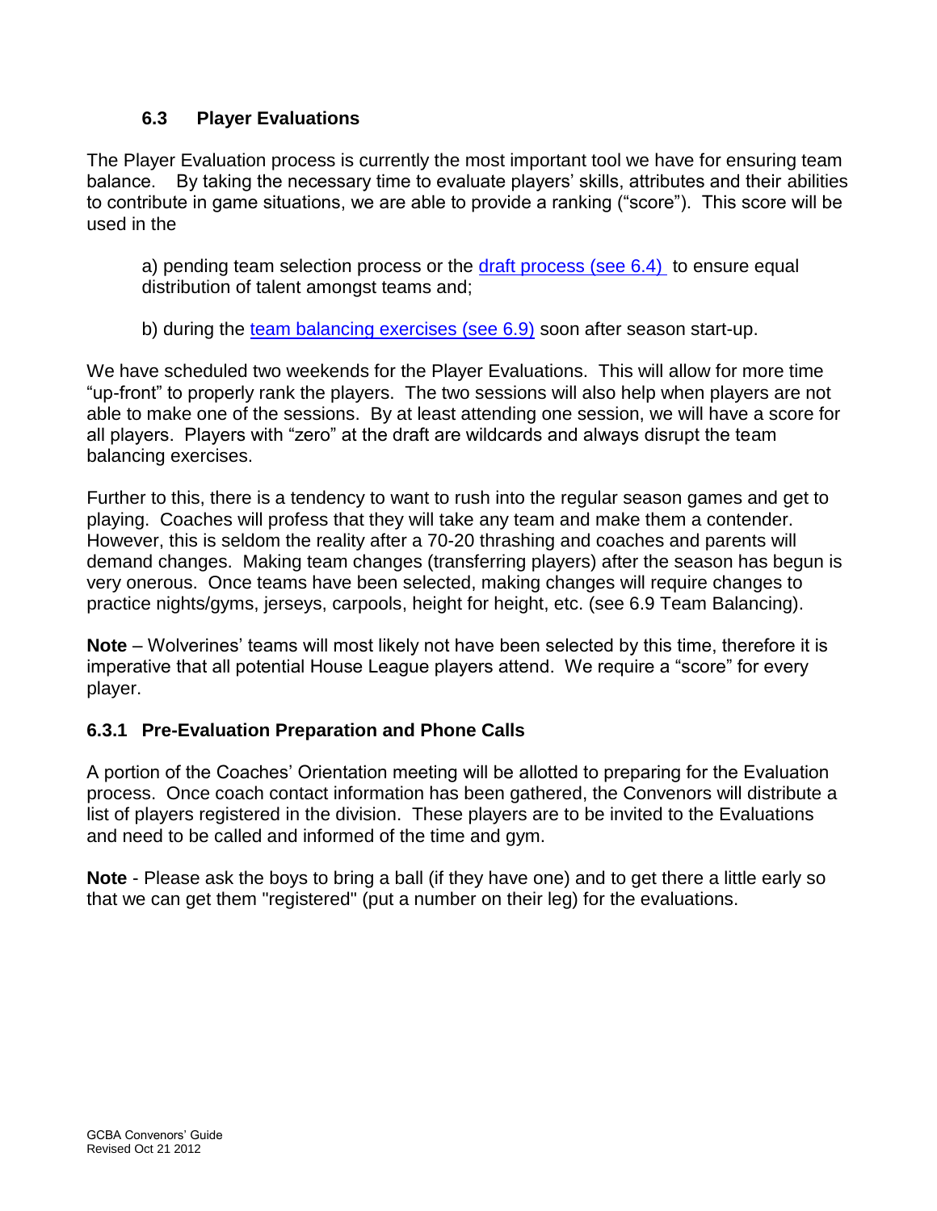### 6.3 Player Evaluations

The Player Evaluation process is currently the most important tool we have for ensuring team balance. By taking the necessary time to evaluate players' skills, attributes and their abilities to contribute in game situations, we are able to provide a ranking ("score"). This score will be used in the

a) pending team selection process or the draft process (see 6.4) to ensure equal distribution of talent amongst teams and;

b) during the team balancing exercises (see 6.9) soon after season start-up.

We have scheduled two weekends for the Player Evaluations. This will allow for more time "up-front" to properly rank the players. The two sessions will also help when players are not able to make one of the sessions. By at least attending one session, we will have a score for all players. Players with "zero" at the draft are wildcards and always disrupt the team balancing exercises.

Further to this, there is a tendency to want to rush into the regular season games and get to playing. Coaches will profess that they will take any team and make them a contender. However, this is seldom the reality after a 70-20 thrashing and coaches and parents will demand changes. Making team changes (transferring players) after the season has begun is very onerous. Once teams have been selected, making changes will require changes to practice nights/gyms, jerseys, carpools, height for height, etc. (see 6.9 Team Balancing).

**Note** – Wolverines' teams will most likely not have been selected by this time, therefore it is imperative that all potential House League players attend. We require a "score" for every player.

### 6.3.1 Pre-Evaluation Preparation and Phone Calls

A portion of the Coaches' Orientation meeting will be allotted to preparing for the Evaluation process. Once coach contact information has been gathered, the Convenors will distribute a list of players registered in the division. These players are to be invited to the Evaluations and need to be called and informed of the time and gym.

**Note** - Please ask the boys to bring a ball (if they have one) and to get there a little early so that we can get them "registered" (put a number on their leg) for the evaluations.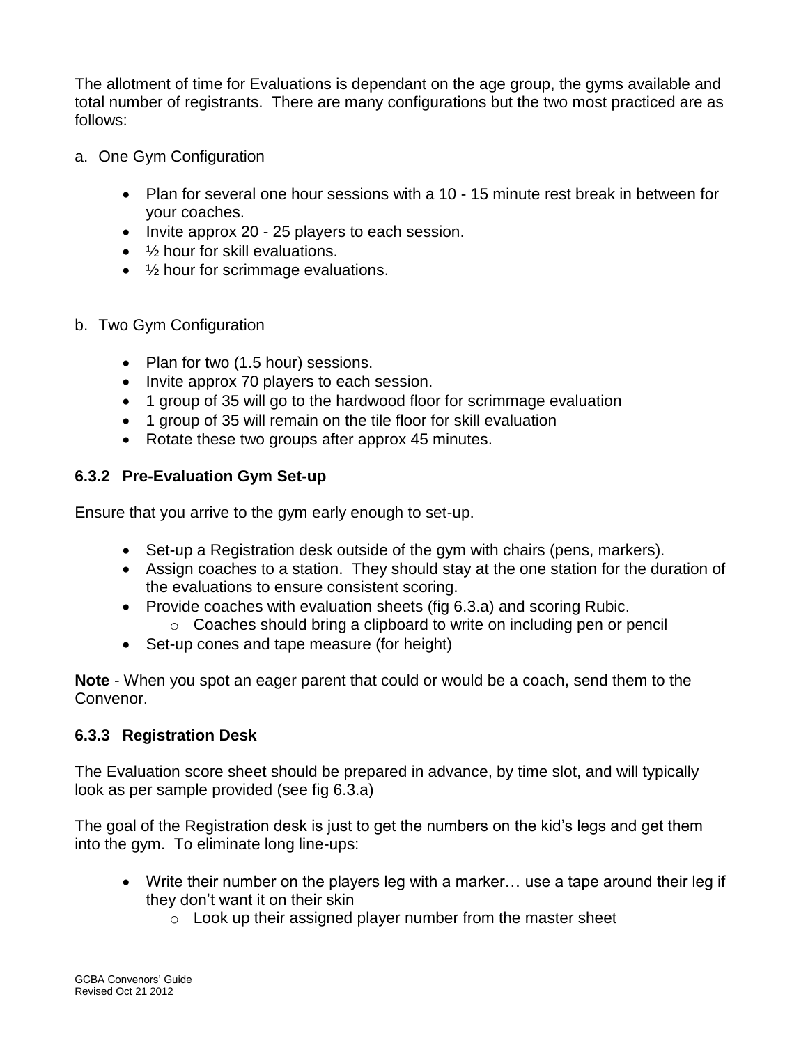The allotment of time for Evaluations is dependant on the age group, the gyms available and total number of registrants. There are many configurations but the two most practiced are as follows:

a. One Gym Configuration

- Plan for several one hour sessions with a 10 - 15 minute rest break in between for your coaches.
- Invite approx 20 - 25 players to each session.
- ½ hour for skill evaluations.
- ½ hour for scrimmage evaluations.

b. Two Gym Configuration

- Plan for two (1.5 hour) sessions.
- Invite approx 70 players to each session.
- 1 group of 35 will go to the hardwood floor for scrimmage evaluation
- 1 group of 35 will remain on the tile floor for skill evaluation
- Rotate these two groups after approx 45 minutes.

### 6.3.2 Pre-Evaluation Gym Set-up

Ensure that you arrive to the gym early enough to set-up.

- Set-up a Registration desk outside of the gym with chairs (pens, markers).
- Assign coaches to a station. They should stay at the one station for the duration of the evaluations to ensure consistent scoring.
- Provide coaches with evaluation sheets (fig 6.3.a) and scoring Rubic.
    - Coaches should bring a clipboard to write on including pen or pencil
- Set-up cones and tape measure (for height)

**Note** - When you spot an eager parent that could or would be a coach, send them to the Convenor.

### 6.3.3 Registration Desk

The Evaluation score sheet should be prepared in advance, by time slot, and will typically look as per sample provided (see fig 6.3.a)

The goal of the Registration desk is just to get the numbers on the kid's legs and get them into the gym. To eliminate long line-ups:

- Write their number on the players leg with a marker… use a tape around their leg if they don't want it on their skin
    - Look up their assigned player number from the master sheet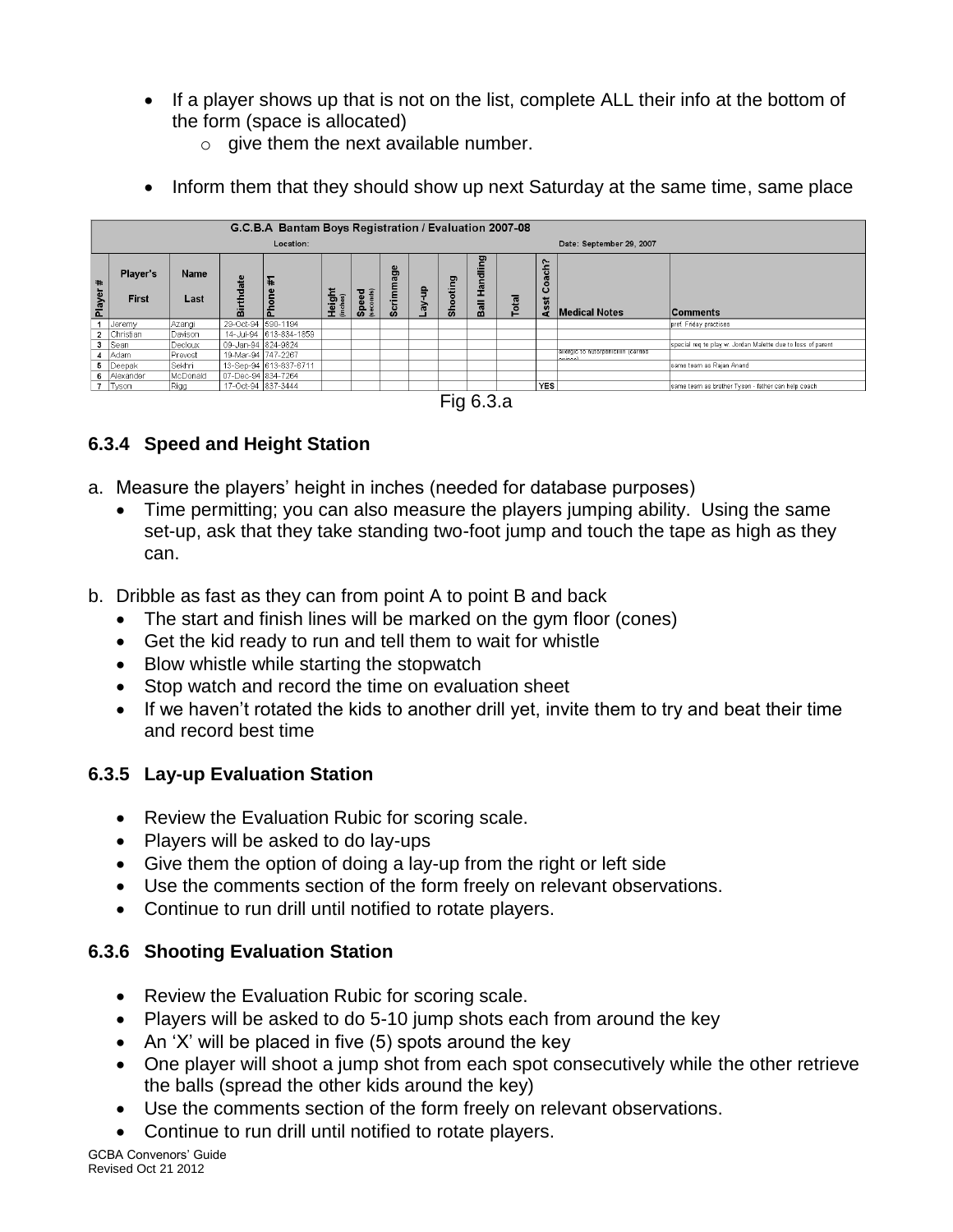- If a player shows up that is not on the list, complete ALL their info at the bottom of the form (space is allocated)
  - give them the next available number.
- Inform them that they should show up next Saturday at the same time, same place

| G.C.B.A Bantam Boys Registration / Evaluation 2007-08 | | | | | | | | | | | | | | | |
|---|---|---|---|---|---|---|---|---|---|---|---|---|---|---|---|
| Location: | | | | | | | | | | Date: September 29, 2007 | | | | | |
| Player # | Player's First | Name Last | Birthdate | Phone #1 | Height (inches) | Speed (seconds) | Scrimmage | Lay-up | Shooting | Ball Handling | Total | Asst Coach? | Medical Notes | Comments |
| 1 | Jeremy | Azangi | 29-Oct-94 | 590-1194 | | | | | | | | | | pref. Friday practices |
| 2 | Christian | Davison | 14-Jul-94 | 613-884-1859 | | | | | | | | | | |
| 3 | Sean | Decloux | 09-Jan-94 | 824-9824 | | | | | | | | | | special req to play w/ Jordan Malette due to loss of parent |
| 4 | Adam | Prevost | 19-Mar-94 | 747-2267 | | | | | | | | | allergic to nuts/penicillin (carries epipen) | |
| 5 | Deepak | Sekhri | 13-Sep-94 | 613-837-6711 | | | | | | | | | | same team as Rajan Anand |
| 6 | Alexander | McDonald | 07-Dec-94 | 834-7264 | | | | | | | | | | |
| 7 | Tyson | Rigg | 17-Oct-94 | 837-3444 | | | | | | | | YES | | same team as brother Tyson - father can help coach |

Fig 6.3.a

### 6.3.4 Speed and Height Station

a. Measure the players' height in inches (needed for database purposes)
   - Time permitting; you can also measure the players jumping ability. Using the same set-up, ask that they take standing two-foot jump and touch the tape as high as they can.

b. Dribble as fast as they can from point A to point B and back
   - The start and finish lines will be marked on the gym floor (cones)
   - Get the kid ready to run and tell them to wait for whistle
   - Blow whistle while starting the stopwatch
   - Stop watch and record the time on evaluation sheet
   - If we haven't rotated the kids to another drill yet, invite them to try and beat their time and record best time

### 6.3.5 Lay-up Evaluation Station

- Review the Evaluation Rubic for scoring scale.
- Players will be asked to do lay-ups
- Give them the option of doing a lay-up from the right or left side
- Use the comments section of the form freely on relevant observations.
- Continue to run drill until notified to rotate players.

### 6.3.6 Shooting Evaluation Station

- Review the Evaluation Rubic for scoring scale.
- Players will be asked to do 5-10 jump shots each from around the key
- An 'X' will be placed in five (5) spots around the key
- One player will shoot a jump shot from each spot consecutively while the other retrieve the balls (spread the other kids around the key)
- Use the comments section of the form freely on relevant observations.
- Continue to run drill until notified to rotate players.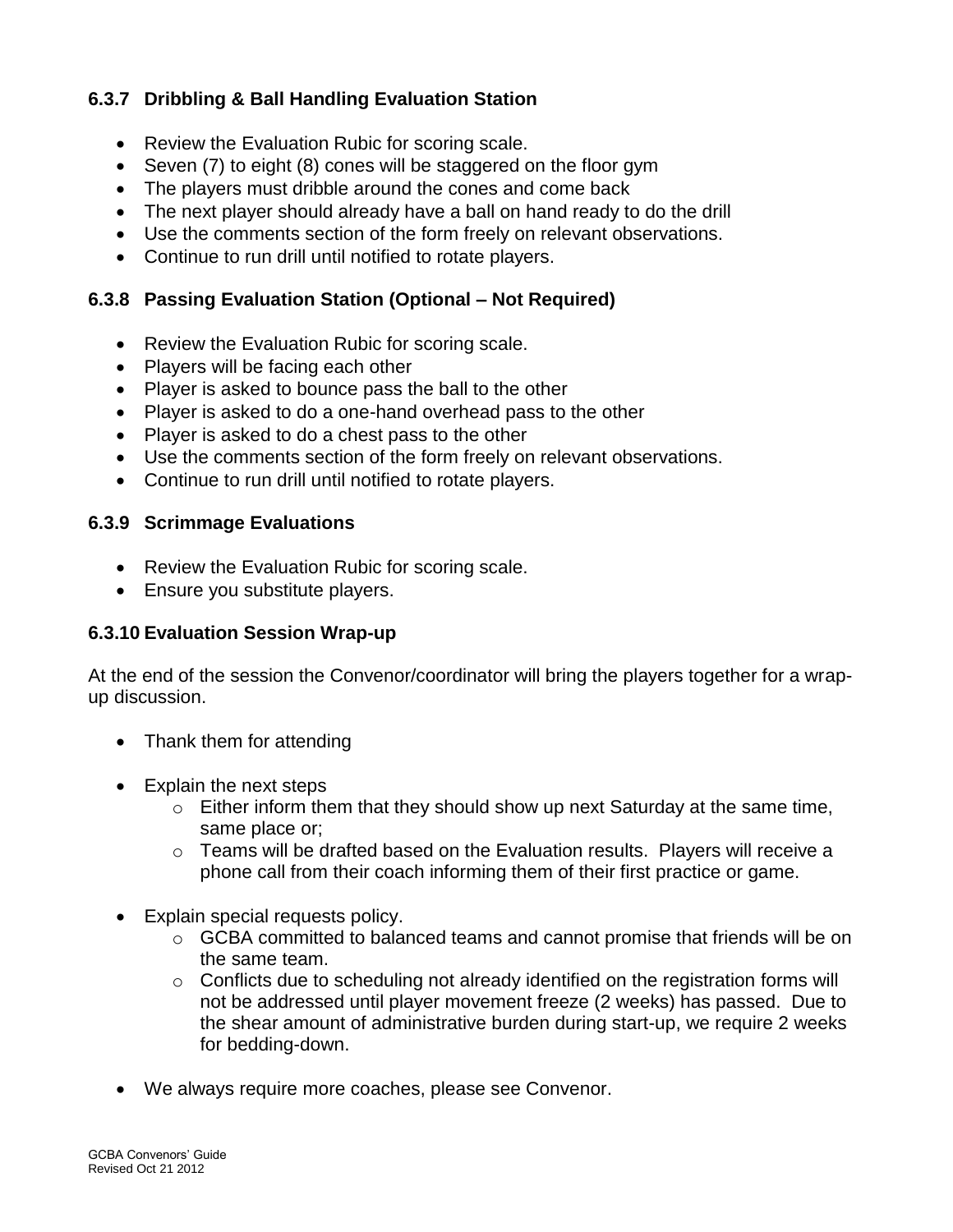### 6.3.7 Dribbling & Ball Handling Evaluation Station

- Review the Evaluation Rubic for scoring scale.
- Seven (7) to eight (8) cones will be staggered on the floor gym
- The players must dribble around the cones and come back
- The next player should already have a ball on hand ready to do the drill
- Use the comments section of the form freely on relevant observations.
- Continue to run drill until notified to rotate players.

### 6.3.8 Passing Evaluation Station (Optional – Not Required)

- Review the Evaluation Rubic for scoring scale.
- Players will be facing each other
- Player is asked to bounce pass the ball to the other
- Player is asked to do a one-hand overhead pass to the other
- Player is asked to do a chest pass to the other
- Use the comments section of the form freely on relevant observations.
- Continue to run drill until notified to rotate players.

### 6.3.9 Scrimmage Evaluations

- Review the Evaluation Rubic for scoring scale.
- Ensure you substitute players.

### 6.3.10 Evaluation Session Wrap-up

At the end of the session the Convenor/coordinator will bring the players together for a wrap-up discussion.

- Thank them for attending
- Explain the next steps
  - Either inform them that they should show up next Saturday at the same time, same place or;
  - Teams will be drafted based on the Evaluation results. Players will receive a phone call from their coach informing them of their first practice or game.
- Explain special requests policy.
  - GCBA committed to balanced teams and cannot promise that friends will be on the same team.
  - Conflicts due to scheduling not already identified on the registration forms will not be addressed until player movement freeze (2 weeks) has passed. Due to the shear amount of administrative burden during start-up, we require 2 weeks for bedding-down.
- We always require more coaches, please see Convenor.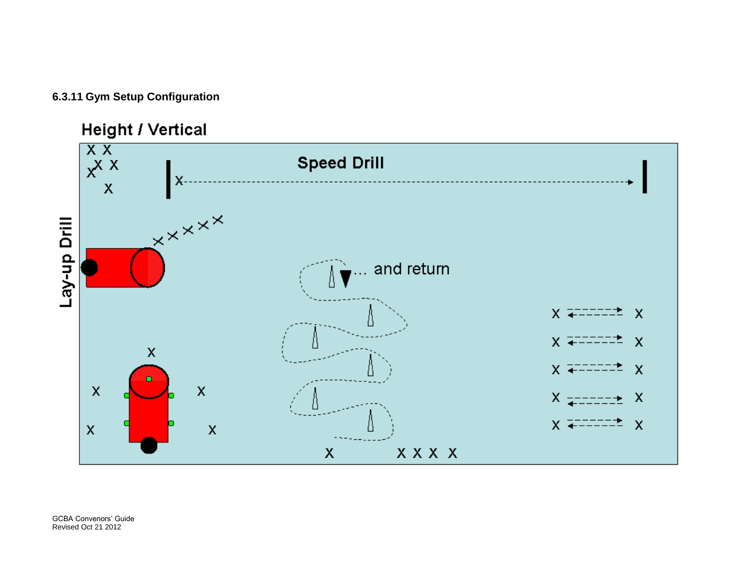### 6.3.11 Gym Setup Configuration

Height / Vertical

Speed Drill

Lay-up Drill

... and return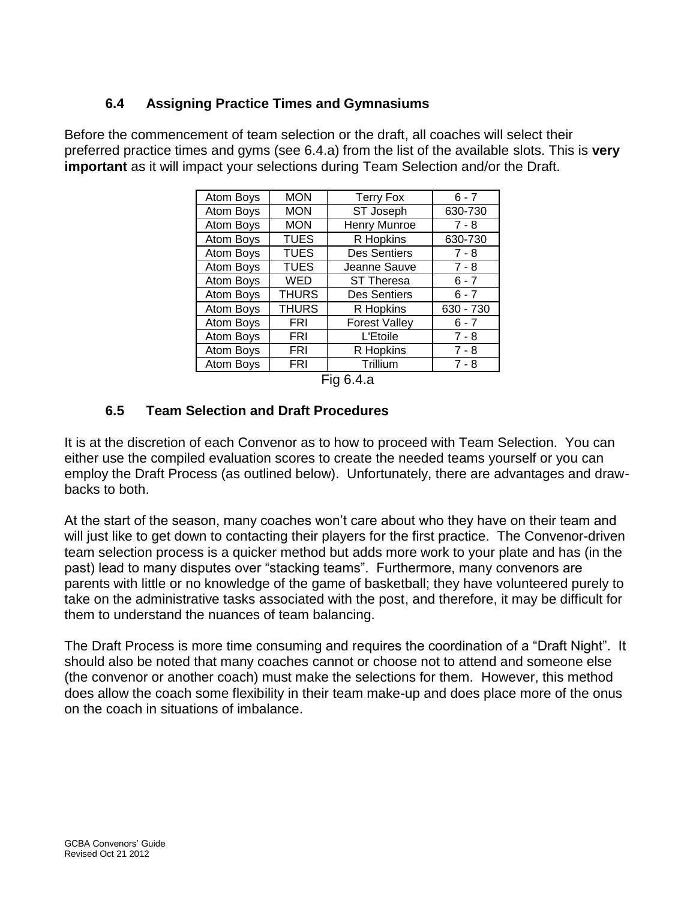### 6.4 Assigning Practice Times and Gymnasiums

Before the commencement of team selection or the draft, all coaches will select their preferred practice times and gyms (see 6.4.a) from the list of the available slots. This is **very important** as it will impact your selections during Team Selection and/or the Draft.

| | | | |
|---|---|---|---|
| Atom Boys | MON | Terry Fox | 6 - 7 |
| Atom Boys | MON | ST Joseph | 630-730 |
| Atom Boys | MON | Henry Munroe | 7 - 8 |
| Atom Boys | TUES | R Hopkins | 630-730 |
| Atom Boys | TUES | Des Sentiers | 7 - 8 |
| Atom Boys | TUES | Jeanne Sauve | 7 - 8 |
| Atom Boys | WED | ST Theresa | 6 - 7 |
| Atom Boys | THURS | Des Sentiers | 6 - 7 |
| Atom Boys | THURS | R Hopkins | 630 - 730 |
| Atom Boys | FRI | Forest Valley | 6 - 7 |
| Atom Boys | FRI | L'Etoile | 7 - 8 |
| Atom Boys | FRI | R Hopkins | 7 - 8 |
| Atom Boys | FRI | Trillium | 7 - 8 |

Fig 6.4.a

### 6.5 Team Selection and Draft Procedures

It is at the discretion of each Convenor as to how to proceed with Team Selection. You can either use the compiled evaluation scores to create the needed teams yourself or you can employ the Draft Process (as outlined below). Unfortunately, there are advantages and draw-backs to both.

At the start of the season, many coaches won't care about who they have on their team and will just like to get down to contacting their players for the first practice. The Convenor-driven team selection process is a quicker method but adds more work to your plate and has (in the past) lead to many disputes over "stacking teams". Furthermore, many convenors are parents with little or no knowledge of the game of basketball; they have volunteered purely to take on the administrative tasks associated with the post, and therefore, it may be difficult for them to understand the nuances of team balancing.

The Draft Process is more time consuming and requires the coordination of a "Draft Night". It should also be noted that many coaches cannot or choose not to attend and someone else (the convenor or another coach) must make the selections for them. However, this method does allow the coach some flexibility in their team make-up and does place more of the onus on the coach in situations of imbalance.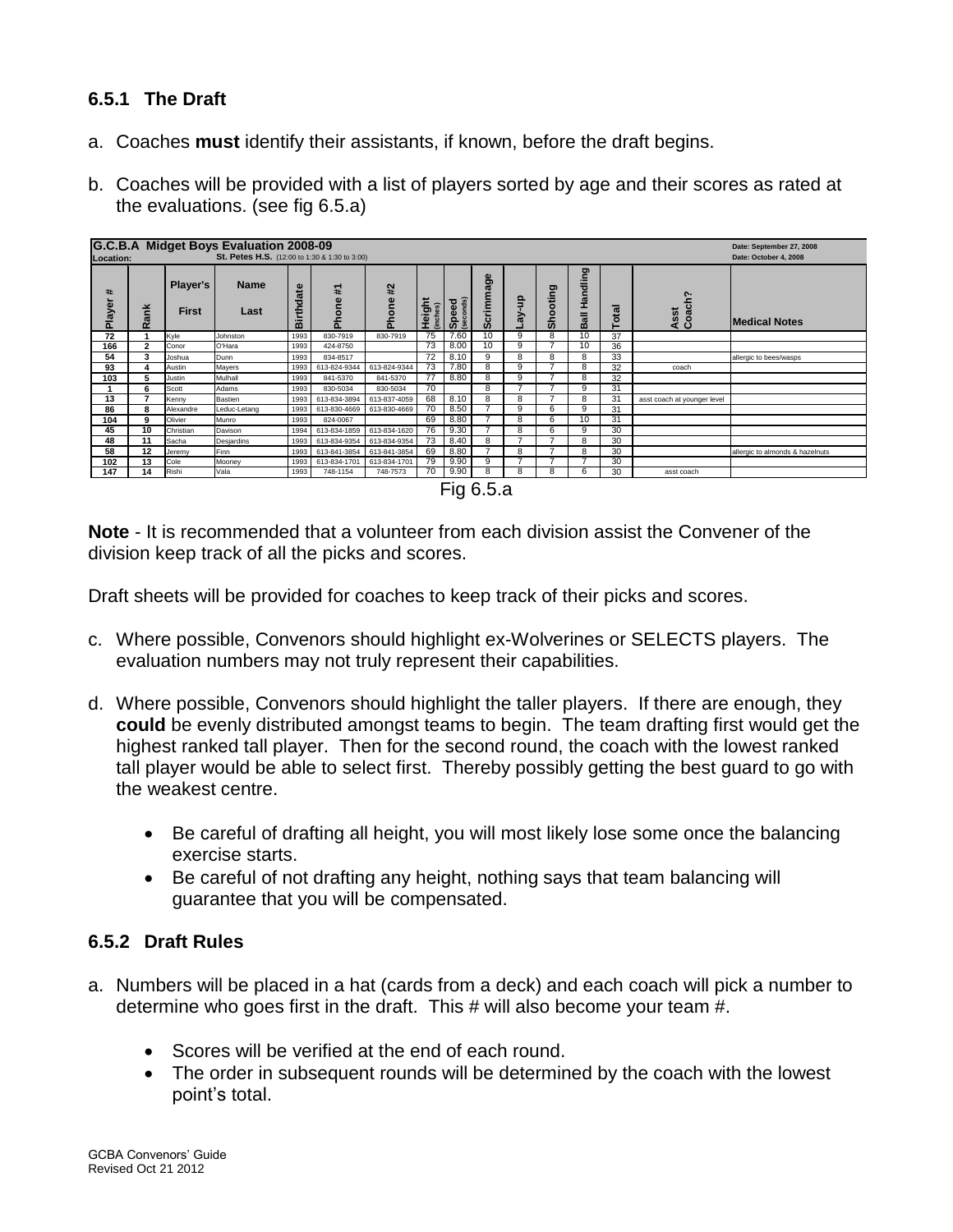### 6.5.1 The Draft

a. Coaches **must** identify their assistants, if known, before the draft begins.

b. Coaches will be provided with a list of players sorted by age and their scores as rated at the evaluations. (see fig 6.5.a)

| **G.C.B.A Midget Boys Evaluation 2008-09** | | | | | | | | | | | | | | | | |
|---|---|---|---|---|---|---|---|---|---|---|---|---|---|---|---|---|
| Location: | | | St. Petes H.S. (12:00 to 1:30 & 1:30 to 3:00) | | | | | | | | | | | | Date: September 27, 2008 Date: October 4, 2008 | |
| Player # | Rank | Player's First | Name Last | Birthdate | Phone #1 | Phone #2 | Height (inches) | Speed (seconds) | Scrimmage | Lay-up | Shooting | Ball Handling | Total | Asst Coach? | Medical Notes |
| 72 | 1 | Kyle | Johnston | 1993 | 830-7919 | 830-7919 | 75 | 7.60 | 10 | 9 | 8 | 10 | 37 | | |
| 166 | 2 | Conor | O'Hara | 1993 | 424-8750 | | 73 | 8.00 | 10 | 9 | 7 | 10 | 36 | | |
| 54 | 3 | Joshua | Dunn | 1993 | 834-8517 | | 72 | 8.10 | 9 | 8 | 8 | 8 | 33 | | allergic to bees/wasps |
| 93 | 4 | Austin | Mayers | 1993 | 613-824-9344 | 613-824-9344 | 73 | 7.80 | 8 | 9 | 7 | 8 | 32 | coach | |
| 103 | 5 | Justin | Mulhall | 1993 | 841-5370 | 841-5370 | 77 | 8.80 | 8 | 9 | 7 | 8 | 32 | | |
| 1 | 6 | Scott | Adams | 1993 | 830-5034 | 830-5034 | 70 | | 8 | 7 | 7 | 9 | 31 | | |
| 13 | 7 | Kenny | Bastien | 1993 | 613-834-3894 | 613-837-4059 | 68 | 8.10 | 8 | 8 | 7 | 8 | 31 | asst coach at younger level | |
| 86 | 8 | Alexandre | Leduc-Letang | 1993 | 613-830-4669 | 613-830-4669 | 70 | 8.50 | 7 | 9 | 6 | 9 | 31 | | |
| 104 | 9 | Olivier | Munro | 1993 | 824-0067 | | 69 | 8.80 | 7 | 8 | 6 | 10 | 31 | | |
| 45 | 10 | Christian | Davison | 1994 | 613-834-1859 | 613-834-1620 | 76 | 9.30 | 7 | 8 | 6 | 9 | 30 | | |
| 48 | 11 | Sacha | Desjardins | 1993 | 613-834-9354 | 613-834-9354 | 73 | 8.40 | 8 | 7 | 7 | 8 | 30 | | |
| 58 | 12 | Jeremy | Finn | 1993 | 613-841-3854 | 613-841-3854 | 69 | 8.80 | 7 | 8 | 7 | 8 | 30 | | allergic to almonds & hazelnuts |
| 102 | 13 | Cole | Mooney | 1993 | 613-834-1701 | 613-834-1701 | 79 | 9.90 | 9 | 7 | 7 | 7 | 30 | | |
| 147 | 14 | Rishi | Vala | 1993 | 748-1154 | 748-7573 | 70 | 9.90 | 8 | 8 | 8 | 6 | 30 | asst coach | |

Fig 6.5.a

**Note** - It is recommended that a volunteer from each division assist the Convener of the division keep track of all the picks and scores.

Draft sheets will be provided for coaches to keep track of their picks and scores.

c. Where possible, Convenors should highlight ex-Wolverines or SELECTS players. The evaluation numbers may not truly represent their capabilities.

d. Where possible, Convenors should highlight the taller players. If there are enough, they **could** be evenly distributed amongst teams to begin. The team drafting first would get the highest ranked tall player. Then for the second round, the coach with the lowest ranked tall player would be able to select first. Thereby possibly getting the best guard to go with the weakest centre.

- Be careful of drafting all height, you will most likely lose some once the balancing exercise starts.
- Be careful of not drafting any height, nothing says that team balancing will guarantee that you will be compensated.

### 6.5.2 Draft Rules

a. Numbers will be placed in a hat (cards from a deck) and each coach will pick a number to determine who goes first in the draft. This # will also become your team #.

- Scores will be verified at the end of each round.
- The order in subsequent rounds will be determined by the coach with the lowest point's total.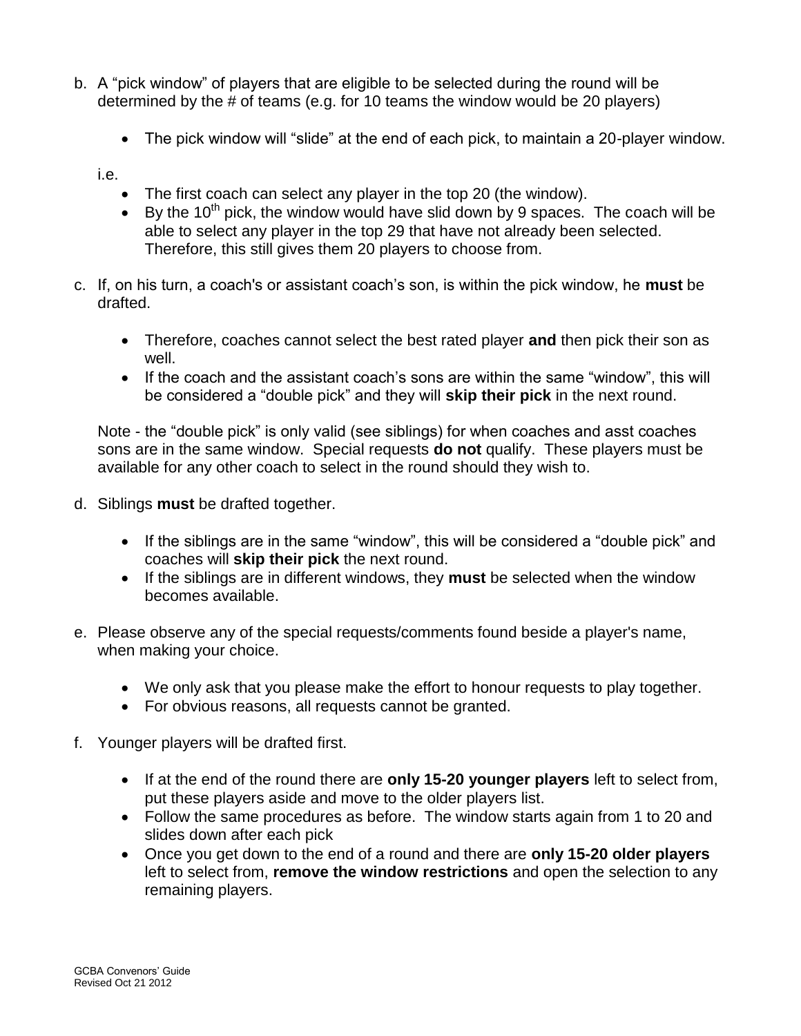b. A “pick window” of players that are eligible to be selected during the round will be determined by the # of teams (e.g. for 10 teams the window would be 20 players)

   - The pick window will “slide” at the end of each pick, to maintain a 20-player window.

   i.e.

   - The first coach can select any player in the top 20 (the window).
   - By the 10th pick, the window would have slid down by 9 spaces. The coach will be able to select any player in the top 29 that have not already been selected. Therefore, this still gives them 20 players to choose from.

c. If, on his turn, a coach's or assistant coach’s son, is within the pick window, he **must** be drafted.

   - Therefore, coaches cannot select the best rated player **and** then pick their son as well.
   - If the coach and the assistant coach’s sons are within the same “window”, this will be considered a “double pick” and they will **skip their pick** in the next round.

   Note - the “double pick” is only valid (see siblings) for when coaches and asst coaches sons are in the same window. Special requests **do not** qualify. These players must be available for any other coach to select in the round should they wish to.

d. Siblings **must** be drafted together.

   - If the siblings are in the same “window”, this will be considered a “double pick” and coaches will **skip their pick** the next round.
   - If the siblings are in different windows, they **must** be selected when the window becomes available.

e. Please observe any of the special requests/comments found beside a player's name, when making your choice.

   - We only ask that you please make the effort to honour requests to play together.
   - For obvious reasons, all requests cannot be granted.

f. Younger players will be drafted first.

   - If at the end of the round there are **only 15-20 younger players** left to select from, put these players aside and move to the older players list.
   - Follow the same procedures as before. The window starts again from 1 to 20 and slides down after each pick
   - Once you get down to the end of a round and there are **only 15-20 older players** left to select from, **remove the window restrictions** and open the selection to any remaining players.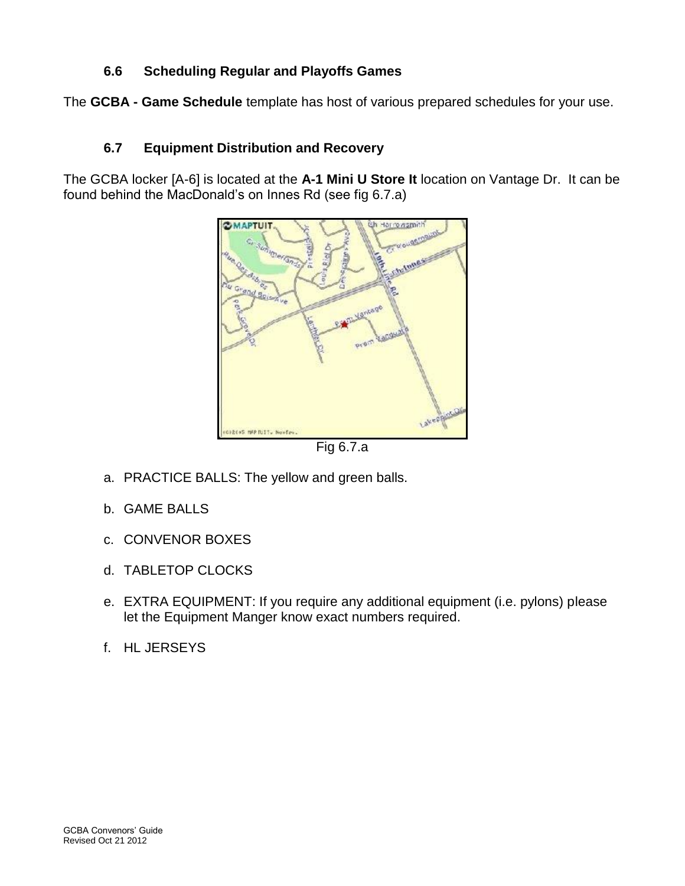### 6.6 Scheduling Regular and Playoffs Games

The **GCBA - Game Schedule** template has host of various prepared schedules for your use.

### 6.7 Equipment Distribution and Recovery

The GCBA locker [A-6] is located at the **A-1 Mini U Store It** location on Vantage Dr. It can be found behind the MacDonald's on Innes Rd (see fig 6.7.a)

Fig 6.7.a

a. PRACTICE BALLS: The yellow and green balls.

b. GAME BALLS

c. CONVENOR BOXES

d. TABLETOP CLOCKS

e. EXTRA EQUIPMENT: If you require any additional equipment (i.e. pylons) please let the Equipment Manger know exact numbers required.

f. HL JERSEYS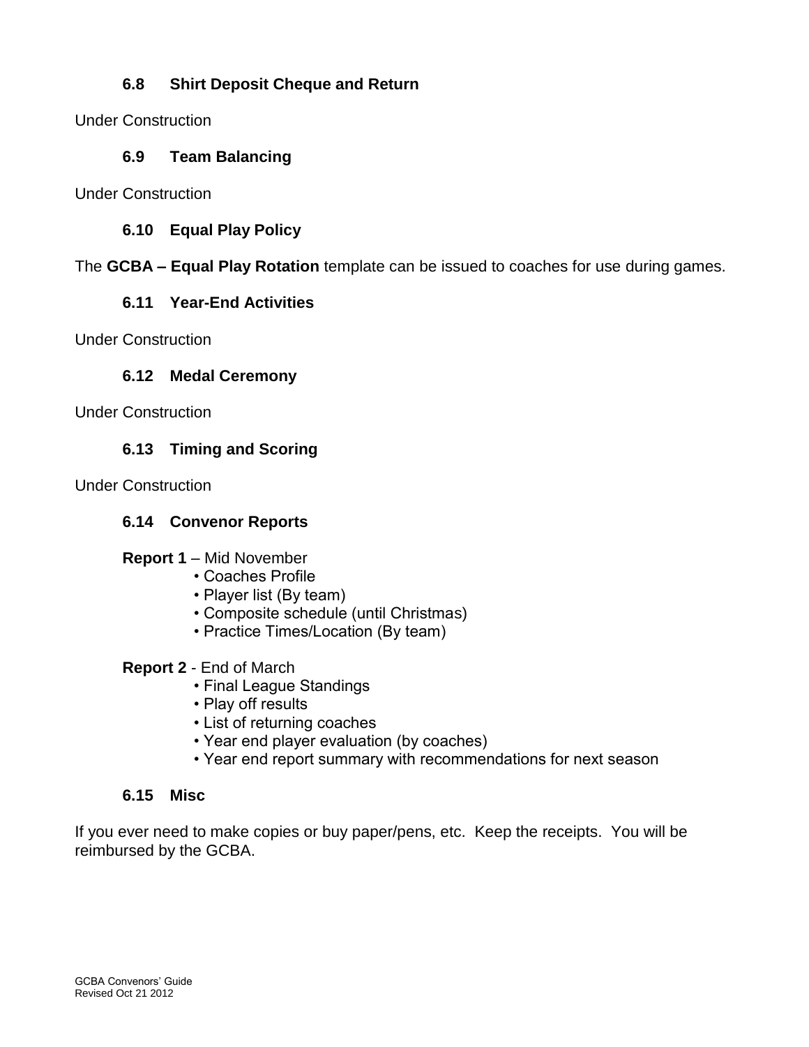### 6.8 Shirt Deposit Cheque and Return

Under Construction

### 6.9 Team Balancing

Under Construction

### 6.10 Equal Play Policy

The **GCBA – Equal Play Rotation** template can be issued to coaches for use during games.

### 6.11 Year-End Activities

Under Construction

### 6.12 Medal Ceremony

Under Construction

### 6.13 Timing and Scoring

Under Construction

### 6.14 Convenor Reports

**Report 1** – Mid November

- Coaches Profile
- Player list (By team)
- Composite schedule (until Christmas)
- Practice Times/Location (By team)

**Report 2** - End of March

- Final League Standings
- Play off results
- List of returning coaches
- Year end player evaluation (by coaches)
- Year end report summary with recommendations for next season

### 6.15 Misc

If you ever need to make copies or buy paper/pens, etc. Keep the receipts. You will be reimbursed by the GCBA.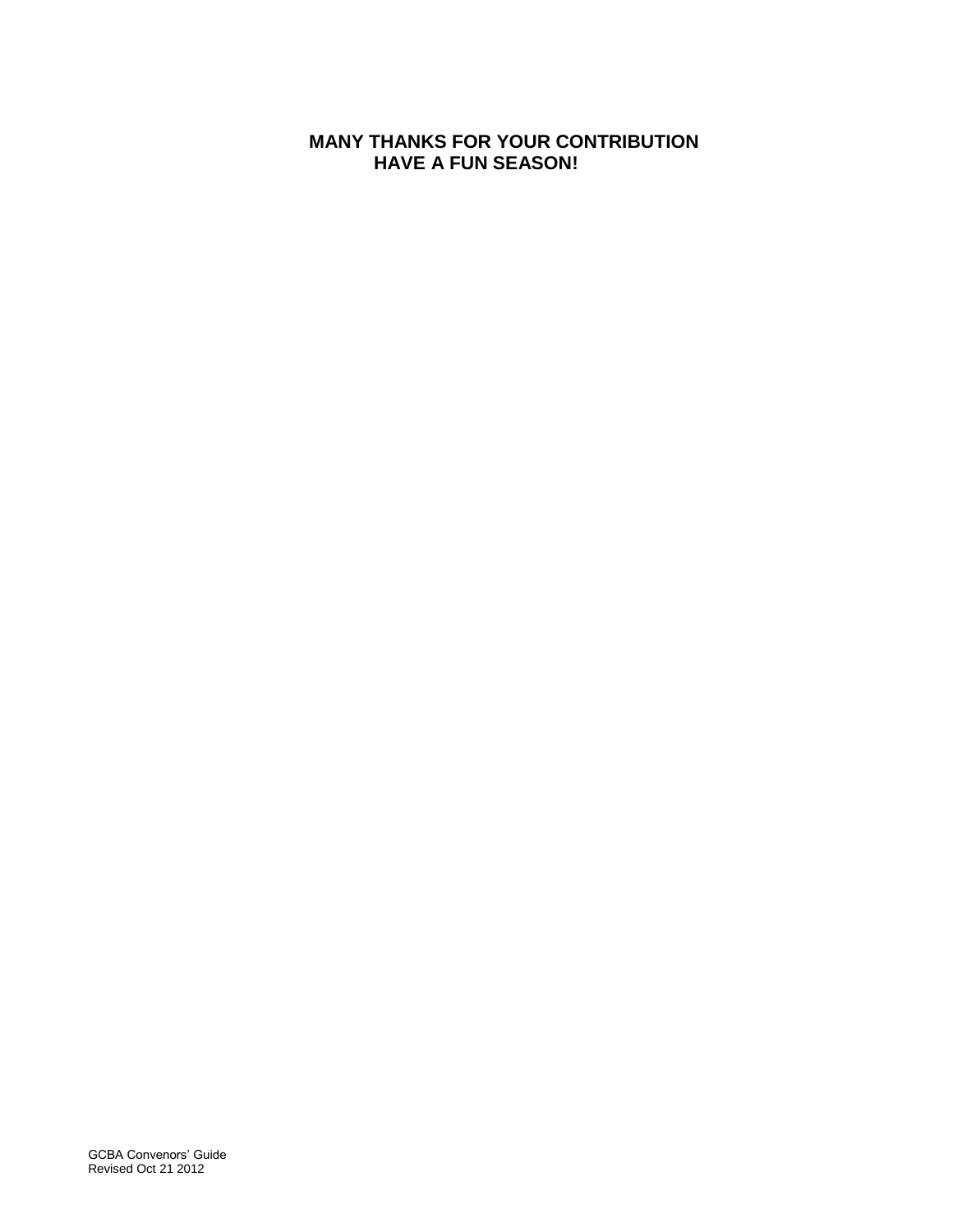**MANY THANKS FOR YOUR CONTRIBUTION**
**HAVE A FUN SEASON!**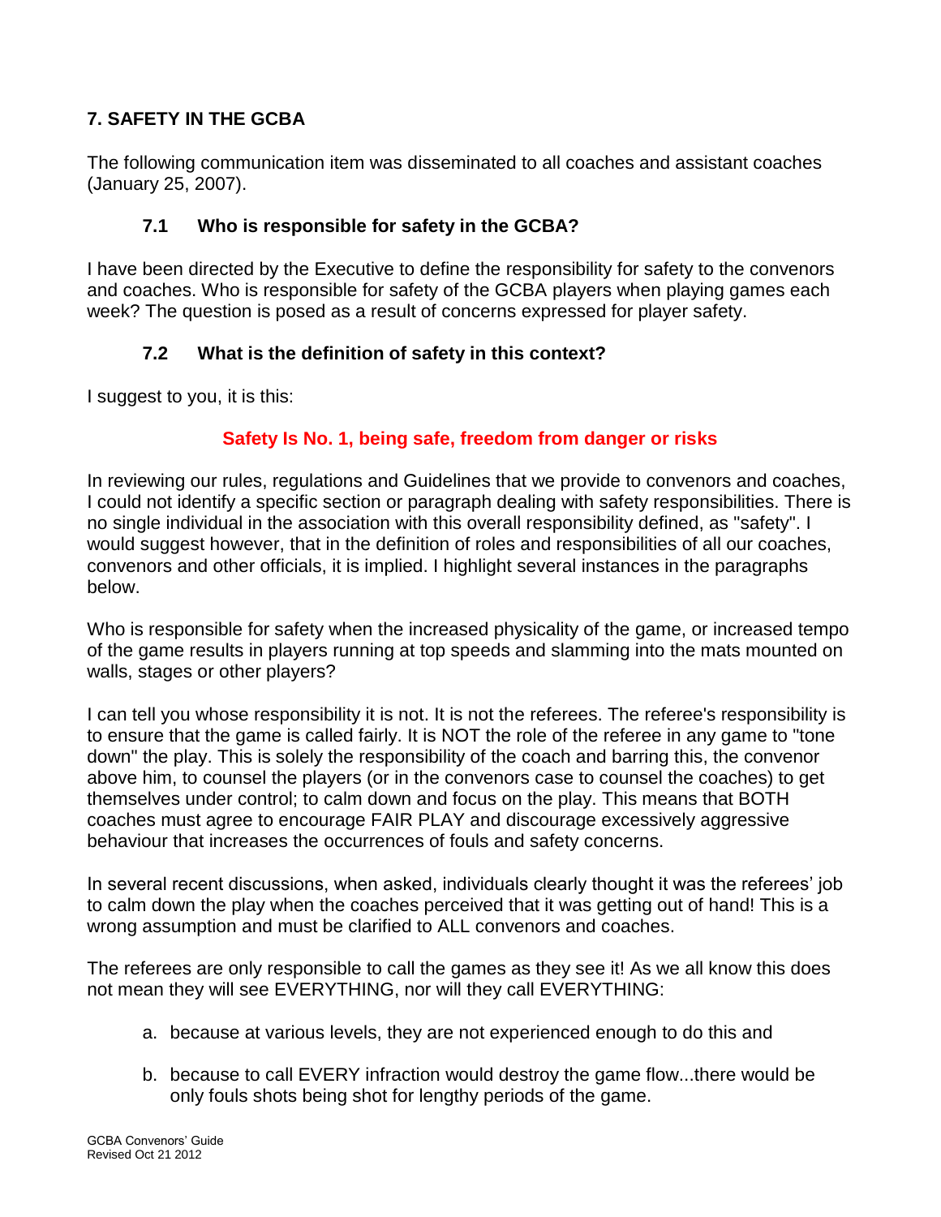## 7. SAFETY IN THE GCBA

The following communication item was disseminated to all coaches and assistant coaches (January 25, 2007).

### 7.1 Who is responsible for safety in the GCBA?

I have been directed by the Executive to define the responsibility for safety to the convenors and coaches. Who is responsible for safety of the GCBA players when playing games each week? The question is posed as a result of concerns expressed for player safety.

### 7.2 What is the definition of safety in this context?

I suggest to you, it is this:

**Safety Is No. 1, being safe, freedom from danger or risks**

In reviewing our rules, regulations and Guidelines that we provide to convenors and coaches, I could not identify a specific section or paragraph dealing with safety responsibilities. There is no single individual in the association with this overall responsibility defined, as "safety". I would suggest however, that in the definition of roles and responsibilities of all our coaches, convenors and other officials, it is implied. I highlight several instances in the paragraphs below.

Who is responsible for safety when the increased physicality of the game, or increased tempo of the game results in players running at top speeds and slamming into the mats mounted on walls, stages or other players?

I can tell you whose responsibility it is not. It is not the referees. The referee's responsibility is to ensure that the game is called fairly. It is NOT the role of the referee in any game to "tone down" the play. This is solely the responsibility of the coach and barring this, the convenor above him, to counsel the players (or in the convenors case to counsel the coaches) to get themselves under control; to calm down and focus on the play. This means that BOTH coaches must agree to encourage FAIR PLAY and discourage excessively aggressive behaviour that increases the occurrences of fouls and safety concerns.

In several recent discussions, when asked, individuals clearly thought it was the referees' job to calm down the play when the coaches perceived that it was getting out of hand! This is a wrong assumption and must be clarified to ALL convenors and coaches.

The referees are only responsible to call the games as they see it! As we all know this does not mean they will see EVERYTHING, nor will they call EVERYTHING:

a. because at various levels, they are not experienced enough to do this and

b. because to call EVERY infraction would destroy the game flow...there would be only fouls shots being shot for lengthy periods of the game.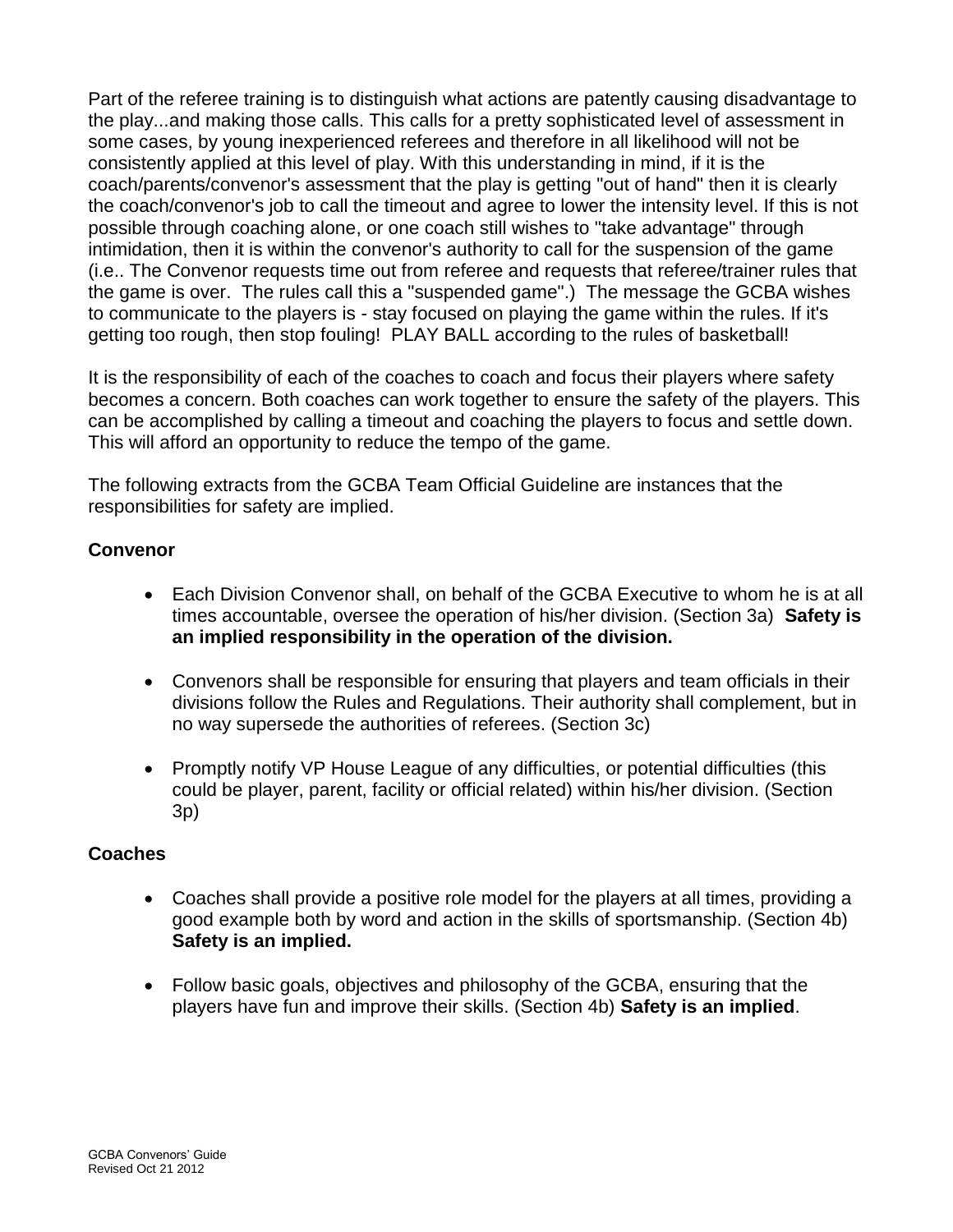Part of the referee training is to distinguish what actions are patently causing disadvantage to the play...and making those calls. This calls for a pretty sophisticated level of assessment in some cases, by young inexperienced referees and therefore in all likelihood will not be consistently applied at this level of play. With this understanding in mind, if it is the coach/parents/convenor's assessment that the play is getting "out of hand" then it is clearly the coach/convenor's job to call the timeout and agree to lower the intensity level. If this is not possible through coaching alone, or one coach still wishes to "take advantage" through intimidation, then it is within the convenor's authority to call for the suspension of the game (i.e.. The Convenor requests time out from referee and requests that referee/trainer rules that the game is over. The rules call this a "suspended game".) The message the GCBA wishes to communicate to the players is - stay focused on playing the game within the rules. If it's getting too rough, then stop fouling! PLAY BALL according to the rules of basketball!

It is the responsibility of each of the coaches to coach and focus their players where safety becomes a concern. Both coaches can work together to ensure the safety of the players. This can be accomplished by calling a timeout and coaching the players to focus and settle down. This will afford an opportunity to reduce the tempo of the game.

The following extracts from the GCBA Team Official Guideline are instances that the responsibilities for safety are implied.

**Convenor**

- Each Division Convenor shall, on behalf of the GCBA Executive to whom he is at all times accountable, oversee the operation of his/her division. (Section 3a) **Safety is an implied responsibility in the operation of the division.**

- Convenors shall be responsible for ensuring that players and team officials in their divisions follow the Rules and Regulations. Their authority shall complement, but in no way supersede the authorities of referees. (Section 3c)

- Promptly notify VP House League of any difficulties, or potential difficulties (this could be player, parent, facility or official related) within his/her division. (Section 3p)

**Coaches**

- Coaches shall provide a positive role model for the players at all times, providing a good example both by word and action in the skills of sportsmanship. (Section 4b) **Safety is an implied.**

- Follow basic goals, objectives and philosophy of the GCBA, ensuring that the players have fun and improve their skills. (Section 4b) **Safety is an implied**.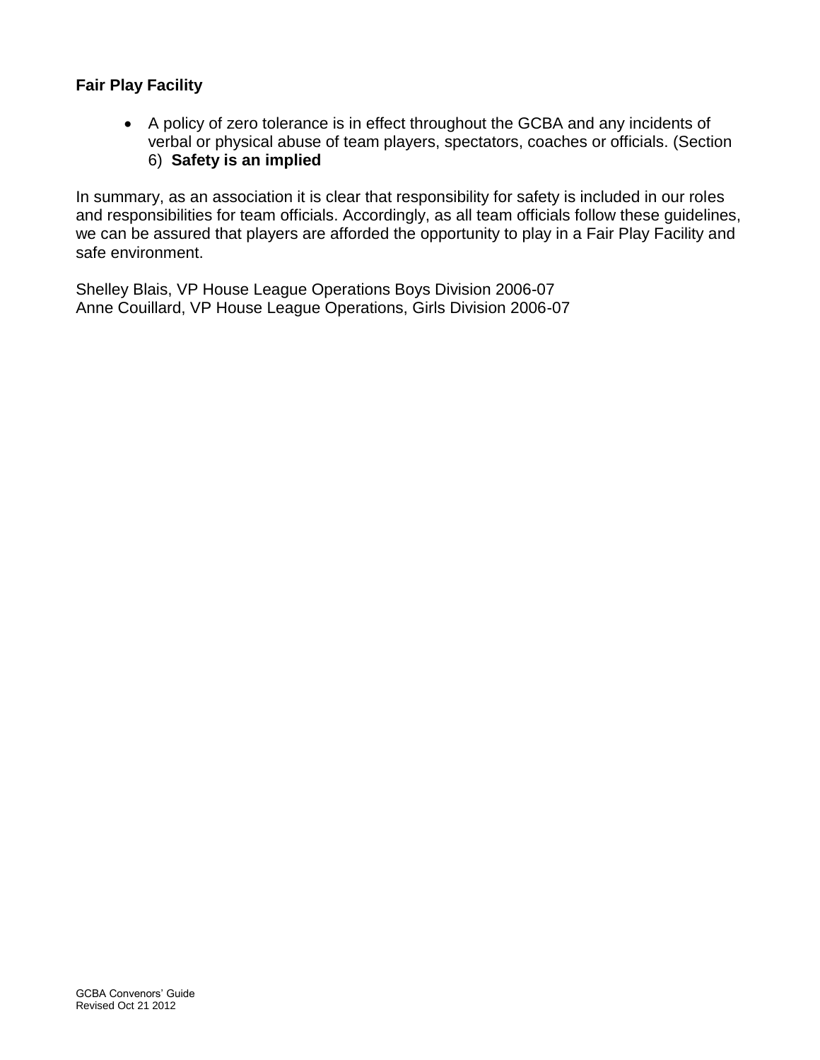**Fair Play Facility**

- A policy of zero tolerance is in effect throughout the GCBA and any incidents of verbal or physical abuse of team players, spectators, coaches or officials. (Section 6) **Safety is an implied**

In summary, as an association it is clear that responsibility for safety is included in our roles and responsibilities for team officials. Accordingly, as all team officials follow these guidelines, we can be assured that players are afforded the opportunity to play in a Fair Play Facility and safe environment.

Shelley Blais, VP House League Operations Boys Division 2006-07
Anne Couillard, VP House League Operations, Girls Division 2006-07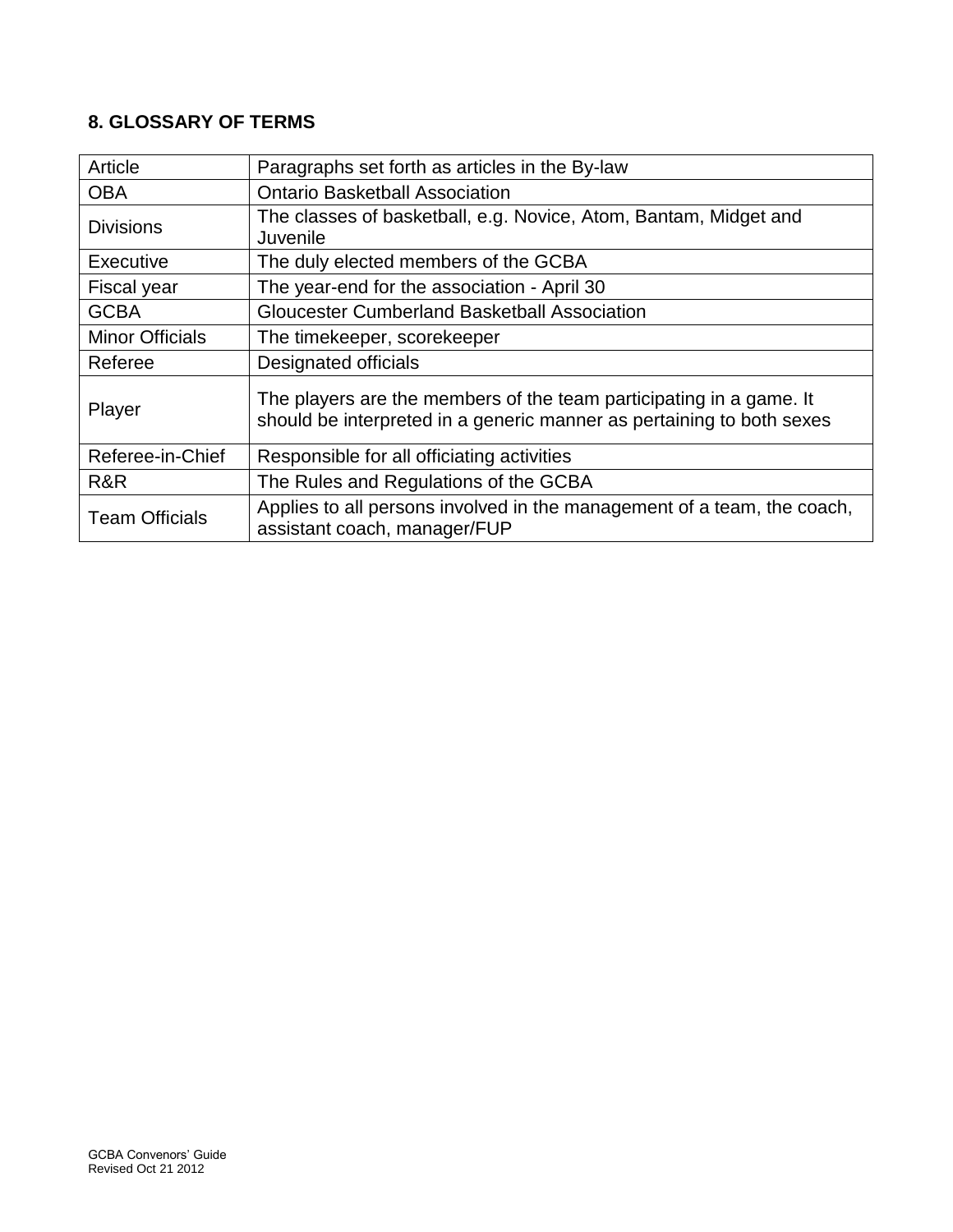## 8. GLOSSARY OF TERMS

| | |
|---|---|
| Article | Paragraphs set forth as articles in the By-law |
| OBA | Ontario Basketball Association |
| Divisions | The classes of basketball, e.g. Novice, Atom, Bantam, Midget and Juvenile |
| Executive | The duly elected members of the GCBA |
| Fiscal year | The year-end for the association - April 30 |
| GCBA | Gloucester Cumberland Basketball Association |
| Minor Officials | The timekeeper, scorekeeper |
| Referee | Designated officials |
| Player | The players are the members of the team participating in a game. It should be interpreted in a generic manner as pertaining to both sexes |
| Referee-in-Chief | Responsible for all officiating activities |
| R&R | The Rules and Regulations of the GCBA |
| Team Officials | Applies to all persons involved in the management of a team, the coach, assistant coach, manager/FUP |